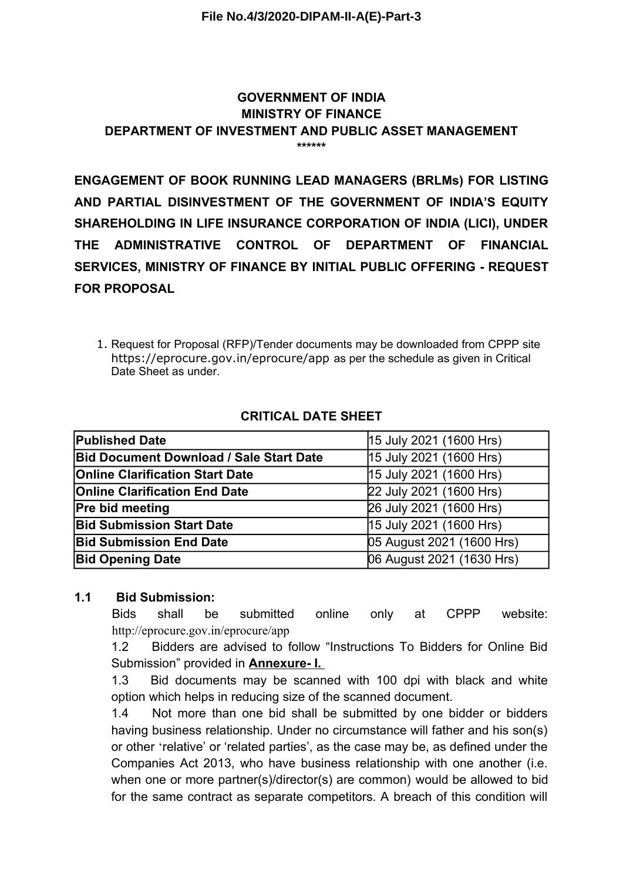**File No.4/3/2020-DIPAM-II-A(E)-Part-3**

**GOVERNMENT OF INDIA**
**MINISTRY OF FINANCE**
**DEPARTMENT OF INVESTMENT AND PUBLIC ASSET MANAGEMENT**
******

**ENGAGEMENT OF BOOK RUNNING LEAD MANAGERS (BRLMs) FOR LISTING AND PARTIAL DISINVESTMENT OF THE GOVERNMENT OF INDIA'S EQUITY SHAREHOLDING IN LIFE INSURANCE CORPORATION OF INDIA (LICI), UNDER THE ADMINISTRATIVE CONTROL OF DEPARTMENT OF FINANCIAL SERVICES, MINISTRY OF FINANCE BY INITIAL PUBLIC OFFERING - REQUEST FOR PROPOSAL**

1. Request for Proposal (RFP)/Tender documents may be downloaded from CPPP site https://eprocure.gov.in/eprocure/app as per the schedule as given in Critical Date Sheet as under.

**CRITICAL DATE SHEET**

| | |
|---|---|
| **Published Date** | 15 July 2021 (1600 Hrs) |
| **Bid Document Download / Sale Start Date** | 15 July 2021 (1600 Hrs) |
| **Online Clarification Start Date** | 15 July 2021 (1600 Hrs) |
| **Online Clarification End Date** | 22 July 2021 (1600 Hrs) |
| **Pre bid meeting** | 26 July 2021 (1600 Hrs) |
| **Bid Submission Start Date** | 15 July 2021 (1600 Hrs) |
| **Bid Submission End Date** | 05 August 2021 (1600 Hrs) |
| **Bid Opening Date** | 06 August 2021 (1630 Hrs) |

**1.1 Bid Submission:**

Bids shall be submitted online only at CPPP website: http://eprocure.gov.in/eprocure/app

1.2 Bidders are advised to follow "Instructions To Bidders for Online Bid Submission" provided in **Annexure- I.**

1.3 Bid documents may be scanned with 100 dpi with black and white option which helps in reducing size of the scanned document.

1.4 Not more than one bid shall be submitted by one bidder or bidders having business relationship. Under no circumstance will father and his son(s) or other 'relative' or 'related parties', as the case may be, as defined under the Companies Act 2013, who have business relationship with one another (i.e. when one or more partner(s)/director(s) are common) would be allowed to bid for the same contract as separate competitors. A breach of this condition will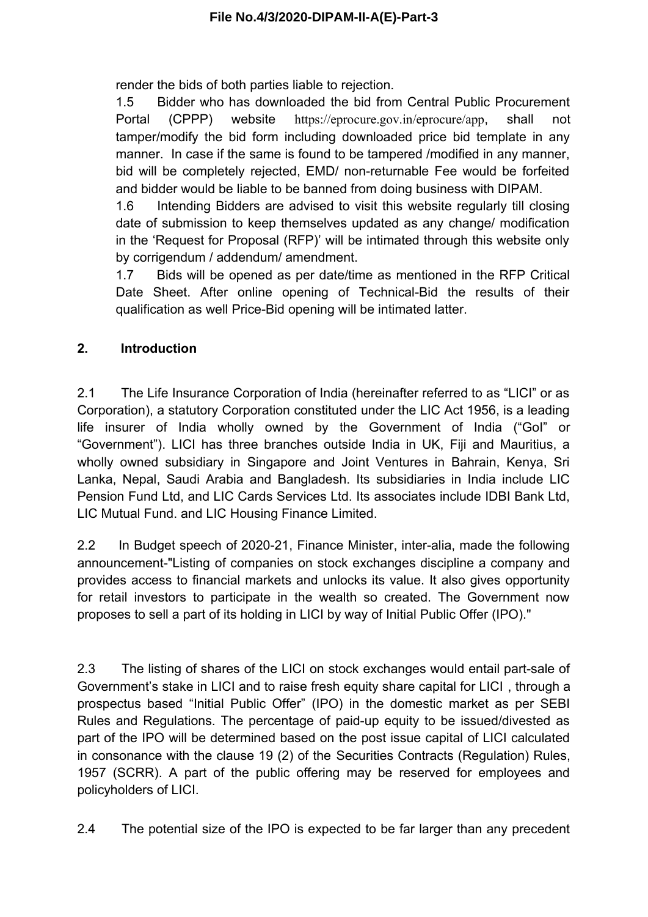render the bids of both parties liable to rejection.

1.5 Bidder who has downloaded the bid from Central Public Procurement Portal (CPPP) website https://eprocure.gov.in/eprocure/app, shall not tamper/modify the bid form including downloaded price bid template in any manner. In case if the same is found to be tampered /modified in any manner, bid will be completely rejected, EMD/ non-returnable Fee would be forfeited and bidder would be liable to be banned from doing business with DIPAM.

1.6 Intending Bidders are advised to visit this website regularly till closing date of submission to keep themselves updated as any change/ modification in the 'Request for Proposal (RFP)' will be intimated through this website only by corrigendum / addendum/ amendment.

1.7 Bids will be opened as per date/time as mentioned in the RFP Critical Date Sheet. After online opening of Technical-Bid the results of their qualification as well Price-Bid opening will be intimated latter.

## 2. Introduction

2.1 The Life Insurance Corporation of India (hereinafter referred to as "LICI" or as Corporation), a statutory Corporation constituted under the LIC Act 1956, is a leading life insurer of India wholly owned by the Government of India ("GoI" or "Government"). LICI has three branches outside India in UK, Fiji and Mauritius, a wholly owned subsidiary in Singapore and Joint Ventures in Bahrain, Kenya, Sri Lanka, Nepal, Saudi Arabia and Bangladesh. Its subsidiaries in India include LIC Pension Fund Ltd, and LIC Cards Services Ltd. Its associates include IDBI Bank Ltd, LIC Mutual Fund. and LIC Housing Finance Limited.

2.2 In Budget speech of 2020-21, Finance Minister, inter-alia, made the following announcement-"Listing of companies on stock exchanges discipline a company and provides access to financial markets and unlocks its value. It also gives opportunity for retail investors to participate in the wealth so created. The Government now proposes to sell a part of its holding in LICI by way of Initial Public Offer (IPO)."

2.3 The listing of shares of the LICI on stock exchanges would entail part-sale of Government's stake in LICI and to raise fresh equity share capital for LICI , through a prospectus based "Initial Public Offer" (IPO) in the domestic market as per SEBI Rules and Regulations. The percentage of paid-up equity to be issued/divested as part of the IPO will be determined based on the post issue capital of LICI calculated in consonance with the clause 19 (2) of the Securities Contracts (Regulation) Rules, 1957 (SCRR). A part of the public offering may be reserved for employees and policyholders of LICI.

2.4 The potential size of the IPO is expected to be far larger than any precedent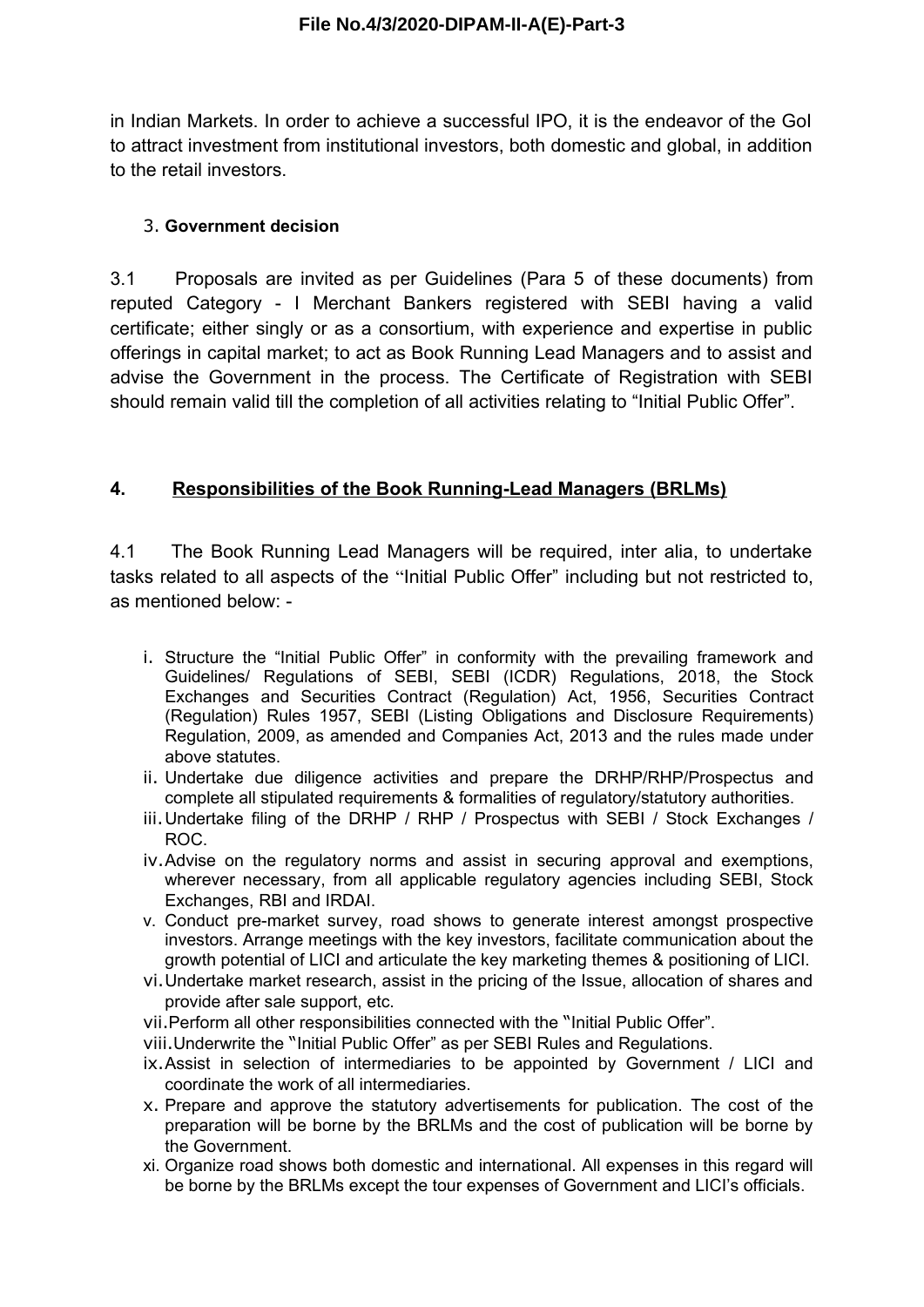in Indian Markets. In order to achieve a successful IPO, it is the endeavor of the GoI to attract investment from institutional investors, both domestic and global, in addition to the retail investors.

3. **Government decision**

3.1 Proposals are invited as per Guidelines (Para 5 of these documents) from reputed Category - I Merchant Bankers registered with SEBI having a valid certificate; either singly or as a consortium, with experience and expertise in public offerings in capital market; to act as Book Running Lead Managers and to assist and advise the Government in the process. The Certificate of Registration with SEBI should remain valid till the completion of all activities relating to "Initial Public Offer".

## 4. Responsibilities of the Book Running-Lead Managers (BRLMs)

4.1 The Book Running Lead Managers will be required, inter alia, to undertake tasks related to all aspects of the "Initial Public Offer" including but not restricted to, as mentioned below: -

i. Structure the "Initial Public Offer" in conformity with the prevailing framework and Guidelines/ Regulations of SEBI, SEBI (ICDR) Regulations, 2018, the Stock Exchanges and Securities Contract (Regulation) Act, 1956, Securities Contract (Regulation) Rules 1957, SEBI (Listing Obligations and Disclosure Requirements) Regulation, 2009, as amended and Companies Act, 2013 and the rules made under above statutes.

ii. Undertake due diligence activities and prepare the DRHP/RHP/Prospectus and complete all stipulated requirements & formalities of regulatory/statutory authorities.

iii. Undertake filing of the DRHP / RHP / Prospectus with SEBI / Stock Exchanges / ROC.

iv. Advise on the regulatory norms and assist in securing approval and exemptions, wherever necessary, from all applicable regulatory agencies including SEBI, Stock Exchanges, RBI and IRDAI.

v. Conduct pre-market survey, road shows to generate interest amongst prospective investors. Arrange meetings with the key investors, facilitate communication about the growth potential of LICI and articulate the key marketing themes & positioning of LICI.

vi. Undertake market research, assist in the pricing of the Issue, allocation of shares and provide after sale support, etc.

vii. Perform all other responsibilities connected with the "Initial Public Offer".

viii. Underwrite the "Initial Public Offer" as per SEBI Rules and Regulations.

ix. Assist in selection of intermediaries to be appointed by Government / LICI and coordinate the work of all intermediaries.

x. Prepare and approve the statutory advertisements for publication. The cost of the preparation will be borne by the BRLMs and the cost of publication will be borne by the Government.

xi. Organize road shows both domestic and international. All expenses in this regard will be borne by the BRLMs except the tour expenses of Government and LICI's officials.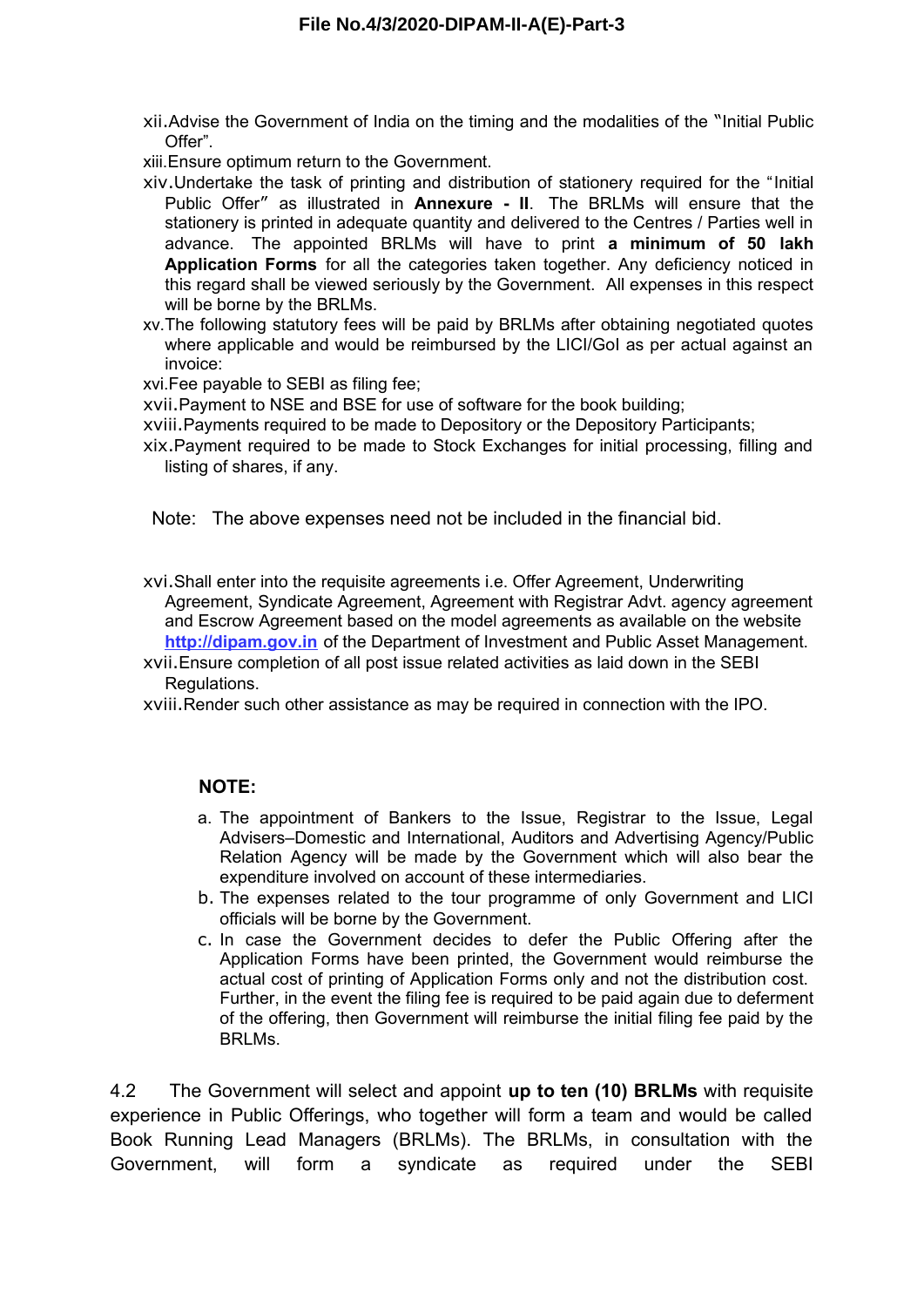xii. Advise the Government of India on the timing and the modalities of the "Initial Public Offer".

xiii. Ensure optimum return to the Government.

xiv. Undertake the task of printing and distribution of stationery required for the "Initial Public Offer" as illustrated in **Annexure - II**. The BRLMs will ensure that the stationery is printed in adequate quantity and delivered to the Centres / Parties well in advance. The appointed BRLMs will have to print **a minimum of 50 lakh Application Forms** for all the categories taken together. Any deficiency noticed in this regard shall be viewed seriously by the Government. All expenses in this respect will be borne by the BRLMs.

xv. The following statutory fees will be paid by BRLMs after obtaining negotiated quotes where applicable and would be reimbursed by the LICI/GoI as per actual against an invoice:

xvi. Fee payable to SEBI as filing fee;

xvii. Payment to NSE and BSE for use of software for the book building;

xviii. Payments required to be made to Depository or the Depository Participants;

xix. Payment required to be made to Stock Exchanges for initial processing, filling and listing of shares, if any.

Note: The above expenses need not be included in the financial bid.

xvi. Shall enter into the requisite agreements i.e. Offer Agreement, Underwriting Agreement, Syndicate Agreement, Agreement with Registrar Advt. agency agreement and Escrow Agreement based on the model agreements as available on the website **http://dipam.gov.in** of the Department of Investment and Public Asset Management.

xvii. Ensure completion of all post issue related activities as laid down in the SEBI Regulations.

xviii. Render such other assistance as may be required in connection with the IPO.

**NOTE:**

a. The appointment of Bankers to the Issue, Registrar to the Issue, Legal Advisers–Domestic and International, Auditors and Advertising Agency/Public Relation Agency will be made by the Government which will also bear the expenditure involved on account of these intermediaries.

b. The expenses related to the tour programme of only Government and LICI officials will be borne by the Government.

c. In case the Government decides to defer the Public Offering after the Application Forms have been printed, the Government would reimburse the actual cost of printing of Application Forms only and not the distribution cost. Further, in the event the filing fee is required to be paid again due to deferment of the offering, then Government will reimburse the initial filing fee paid by the BRLMs.

4.2 The Government will select and appoint **up to ten (10) BRLMs** with requisite experience in Public Offerings, who together will form a team and would be called Book Running Lead Managers (BRLMs). The BRLMs, in consultation with the Government, will form a syndicate as required under the SEBI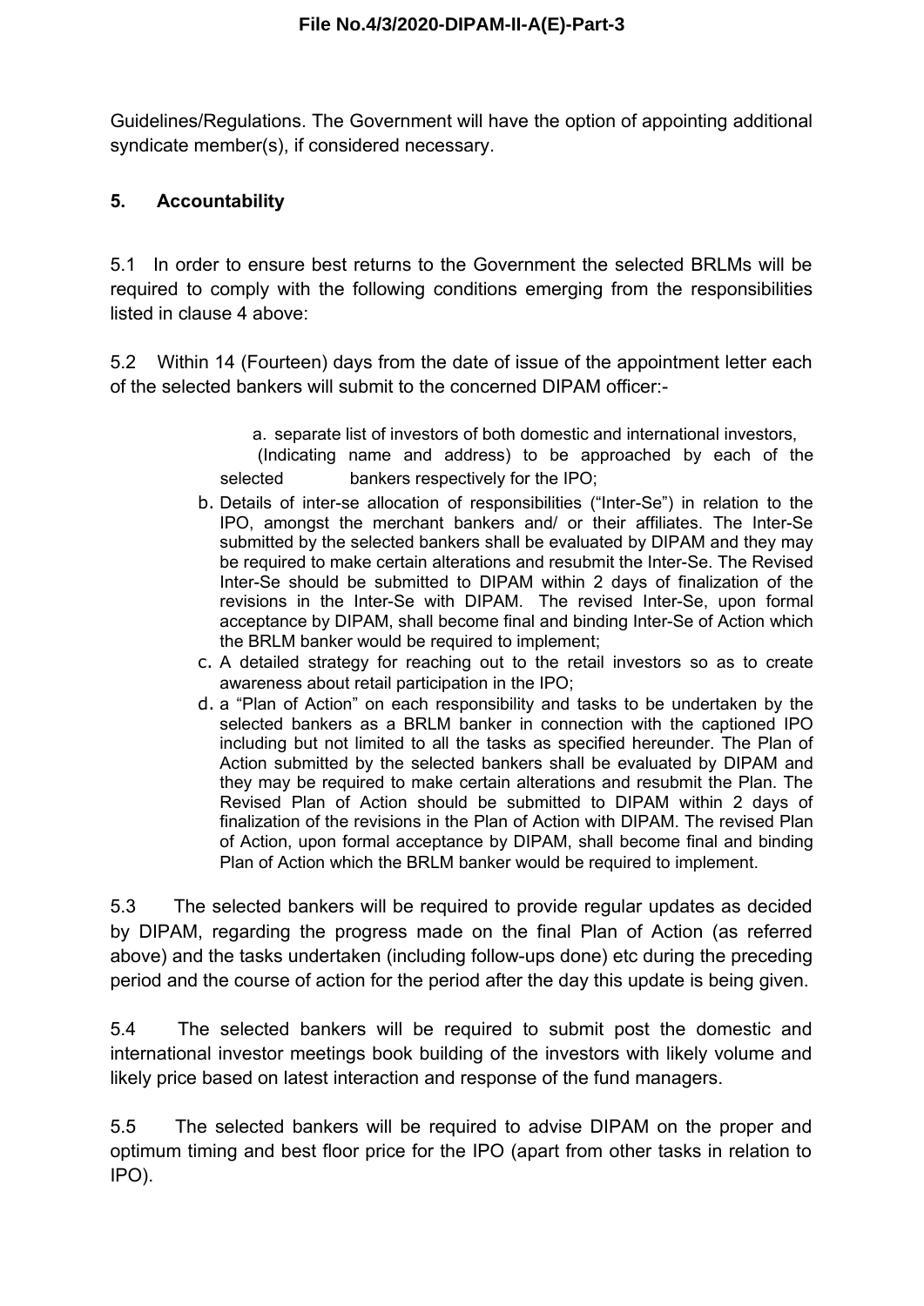Guidelines/Regulations. The Government will have the option of appointing additional syndicate member(s), if considered necessary.

## 5. Accountability

5.1 In order to ensure best returns to the Government the selected BRLMs will be required to comply with the following conditions emerging from the responsibilities listed in clause 4 above:

5.2 Within 14 (Fourteen) days from the date of issue of the appointment letter each of the selected bankers will submit to the concerned DIPAM officer:-

a. separate list of investors of both domestic and international investors, (Indicating name and address) to be approached by each of the selected bankers respectively for the IPO;

b. Details of inter-se allocation of responsibilities ("Inter-Se") in relation to the IPO, amongst the merchant bankers and/ or their affiliates. The Inter-Se submitted by the selected bankers shall be evaluated by DIPAM and they may be required to make certain alterations and resubmit the Inter-Se. The Revised Inter-Se should be submitted to DIPAM within 2 days of finalization of the revisions in the Inter-Se with DIPAM. The revised Inter-Se, upon formal acceptance by DIPAM, shall become final and binding Inter-Se of Action which the BRLM banker would be required to implement;

c. A detailed strategy for reaching out to the retail investors so as to create awareness about retail participation in the IPO;

d. a "Plan of Action" on each responsibility and tasks to be undertaken by the selected bankers as a BRLM banker in connection with the captioned IPO including but not limited to all the tasks as specified hereunder. The Plan of Action submitted by the selected bankers shall be evaluated by DIPAM and they may be required to make certain alterations and resubmit the Plan. The Revised Plan of Action should be submitted to DIPAM within 2 days of finalization of the revisions in the Plan of Action with DIPAM. The revised Plan of Action, upon formal acceptance by DIPAM, shall become final and binding Plan of Action which the BRLM banker would be required to implement.

5.3 The selected bankers will be required to provide regular updates as decided by DIPAM, regarding the progress made on the final Plan of Action (as referred above) and the tasks undertaken (including follow-ups done) etc during the preceding period and the course of action for the period after the day this update is being given.

5.4 The selected bankers will be required to submit post the domestic and international investor meetings book building of the investors with likely volume and likely price based on latest interaction and response of the fund managers.

5.5 The selected bankers will be required to advise DIPAM on the proper and optimum timing and best floor price for the IPO (apart from other tasks in relation to IPO).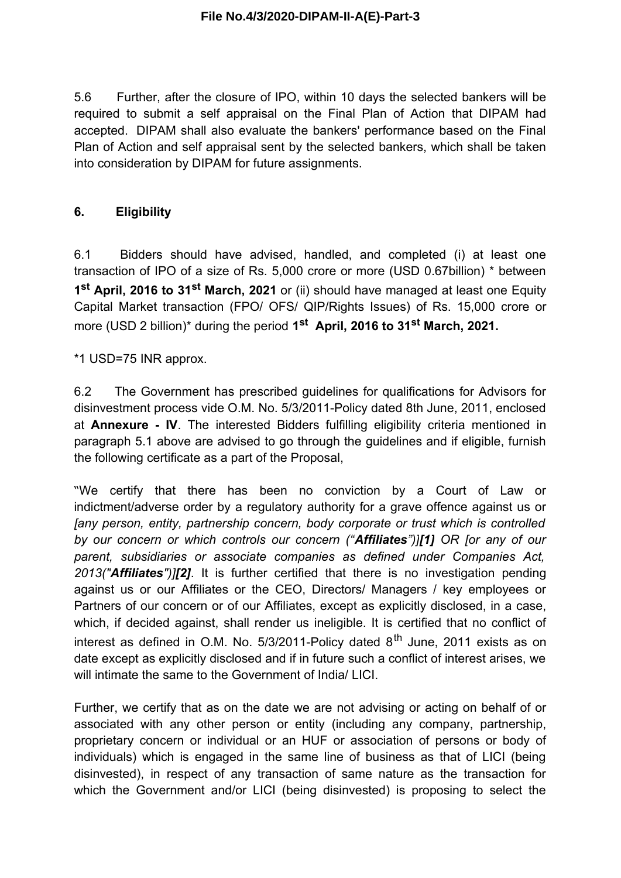5.6 Further, after the closure of IPO, within 10 days the selected bankers will be required to submit a self appraisal on the Final Plan of Action that DIPAM had accepted. DIPAM shall also evaluate the bankers' performance based on the Final Plan of Action and self appraisal sent by the selected bankers, which shall be taken into consideration by DIPAM for future assignments.

## 6. Eligibility

6.1 Bidders should have advised, handled, and completed (i) at least one transaction of IPO of a size of Rs. 5,000 crore or more (USD 0.67billion) * between **1st April, 2016 to 31st March, 2021** or (ii) should have managed at least one Equity Capital Market transaction (FPO/ OFS/ QIP/Rights Issues) of Rs. 15,000 crore or more (USD 2 billion)* during the period **1st April, 2016 to 31st March, 2021.**

*1 USD=75 INR approx.

6.2 The Government has prescribed guidelines for qualifications for Advisors for disinvestment process vide O.M. No. 5/3/2011-Policy dated 8th June, 2011, enclosed at **Annexure - IV**. The interested Bidders fulfilling eligibility criteria mentioned in paragraph 5.1 above are advised to go through the guidelines and if eligible, furnish the following certificate as a part of the Proposal,

"We certify that there has been no conviction by a Court of Law or indictment/adverse order by a regulatory authority for a grave offence against us or *[any person, entity, partnership concern, body corporate or trust which is controlled by our concern or which controls our concern ("**Affiliates**")]**[1]** OR [or any of our parent, subsidiaries or associate companies as defined under Companies Act, 2013("**Affiliates**")]**[2]***. It is further certified that there is no investigation pending against us or our Affiliates or the CEO, Directors/ Managers / key employees or Partners of our concern or of our Affiliates, except as explicitly disclosed, in a case, which, if decided against, shall render us ineligible. It is certified that no conflict of interest as defined in O.M. No. 5/3/2011-Policy dated 8th June, 2011 exists as on date except as explicitly disclosed and if in future such a conflict of interest arises, we will intimate the same to the Government of India/ LICI.

Further, we certify that as on the date we are not advising or acting on behalf of or associated with any other person or entity (including any company, partnership, proprietary concern or individual or an HUF or association of persons or body of individuals) which is engaged in the same line of business as that of LICI (being disinvested), in respect of any transaction of same nature as the transaction for which the Government and/or LICI (being disinvested) is proposing to select the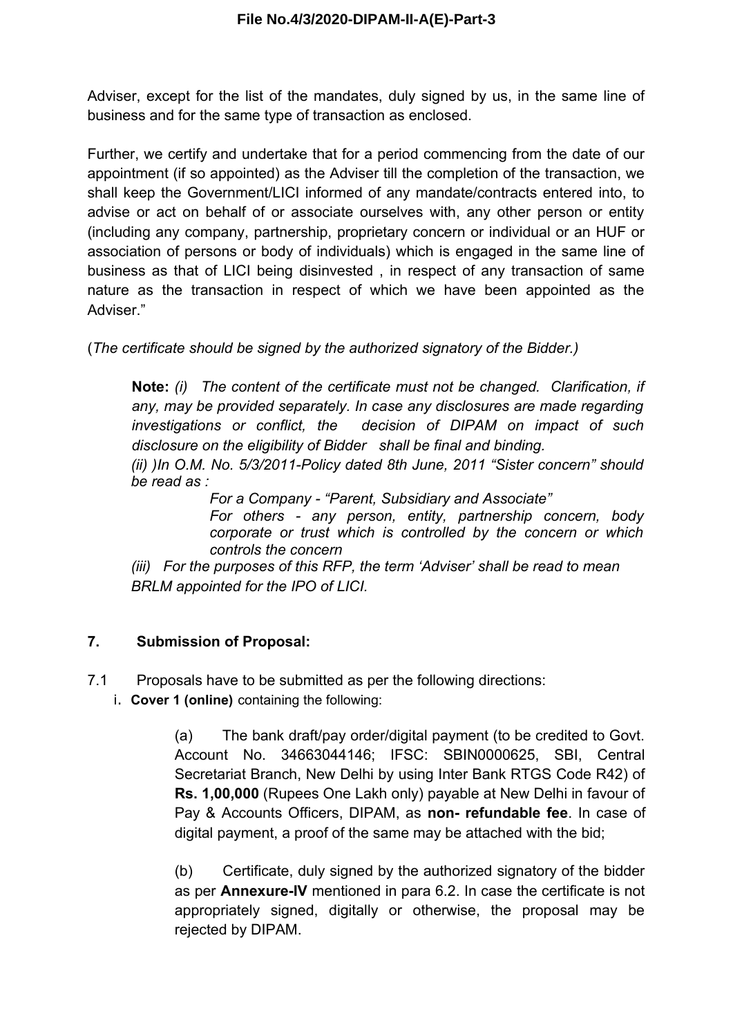Adviser, except for the list of the mandates, duly signed by us, in the same line of business and for the same type of transaction as enclosed.

Further, we certify and undertake that for a period commencing from the date of our appointment (if so appointed) as the Adviser till the completion of the transaction, we shall keep the Government/LICI informed of any mandate/contracts entered into, to advise or act on behalf of or associate ourselves with, any other person or entity (including any company, partnership, proprietary concern or individual or an HUF or association of persons or body of individuals) which is engaged in the same line of business as that of LICI being disinvested , in respect of any transaction of same nature as the transaction in respect of which we have been appointed as the Adviser."

(*The certificate should be signed by the authorized signatory of the Bidder.)*

> **Note:** *(i) The content of the certificate must not be changed. Clarification, if any, may be provided separately. In case any disclosures are made regarding investigations or conflict, the decision of DIPAM on impact of such disclosure on the eligibility of Bidder shall be final and binding.*
>
> *(ii) )In O.M. No. 5/3/2011-Policy dated 8th June, 2011 "Sister concern" should be read as :*
>
> *For a Company - "Parent, Subsidiary and Associate"*
>
> *For others - any person, entity, partnership concern, body corporate or trust which is controlled by the concern or which controls the concern*
>
> *(iii) For the purposes of this RFP, the term 'Adviser' shall be read to mean BRLM appointed for the IPO of LICI.*

## 7. Submission of Proposal:

7.1 Proposals have to be submitted as per the following directions:

i. **Cover 1 (online)** containing the following:

(a) The bank draft/pay order/digital payment (to be credited to Govt. Account No. 34663044146; IFSC: SBIN0000625, SBI, Central Secretariat Branch, New Delhi by using Inter Bank RTGS Code R42) of **Rs. 1,00,000** (Rupees One Lakh only) payable at New Delhi in favour of Pay & Accounts Officers, DIPAM, as **non- refundable fee**. In case of digital payment, a proof of the same may be attached with the bid;

(b) Certificate, duly signed by the authorized signatory of the bidder as per **Annexure-IV** mentioned in para 6.2. In case the certificate is not appropriately signed, digitally or otherwise, the proposal may be rejected by DIPAM.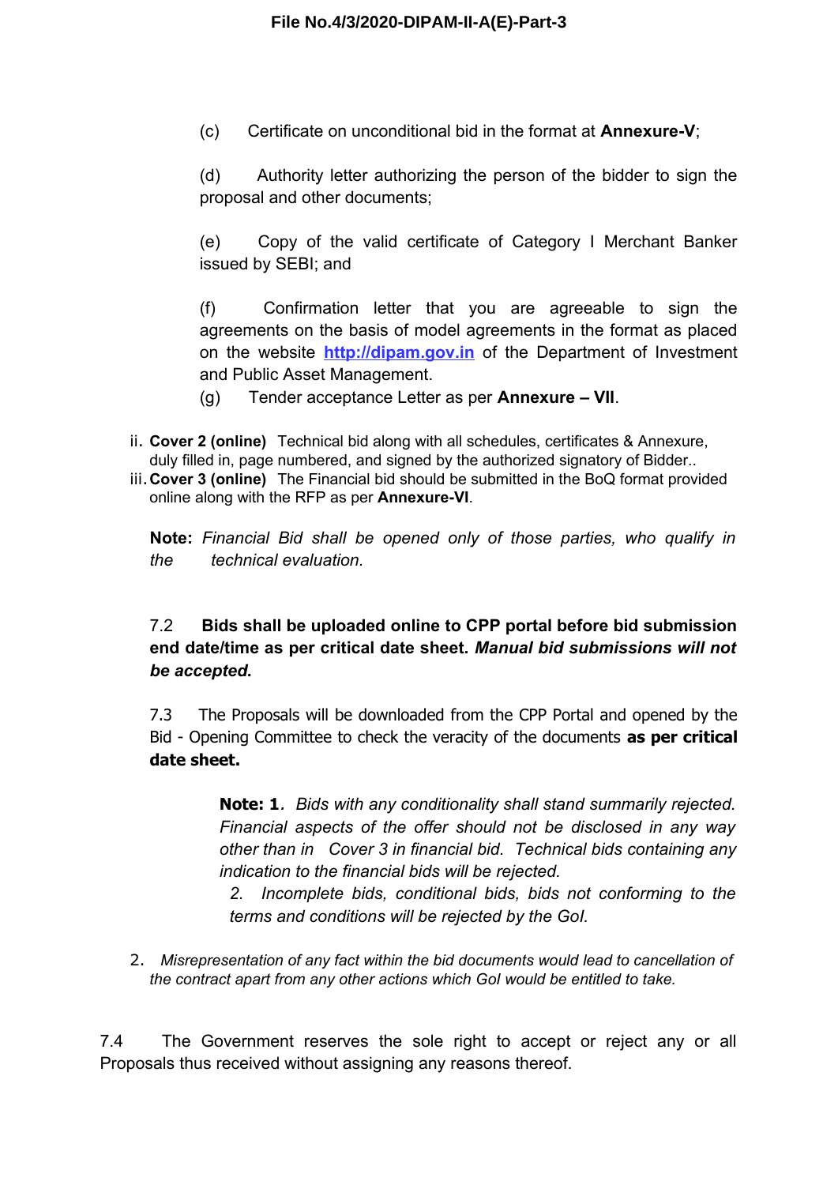(c) Certificate on unconditional bid in the format at **Annexure-V**;

(d) Authority letter authorizing the person of the bidder to sign the proposal and other documents;

(e) Copy of the valid certificate of Category I Merchant Banker issued by SEBI; and

(f) Confirmation letter that you are agreeable to sign the agreements on the basis of model agreements in the format as placed on the website [http://dipam.gov.in](http://dipam.gov.in) of the Department of Investment and Public Asset Management.

(g) Tender acceptance Letter as per **Annexure – VII**.

ii. **Cover 2 (online)** Technical bid along with all schedules, certificates & Annexure, duly filled in, page numbered, and signed by the authorized signatory of Bidder..

iii. **Cover 3 (online)** The Financial bid should be submitted in the BoQ format provided online along with the RFP as per **Annexure-VI**.

**Note:** *Financial Bid shall be opened only of those parties, who qualify in the technical evaluation.*

7.2 **Bids shall be uploaded online to CPP portal before bid submission end date/time as per critical date sheet. *Manual bid submissions will not be accepted.***

7.3 The Proposals will be downloaded from the CPP Portal and opened by the Bid - Opening Committee to check the veracity of the documents **as per critical date sheet.**

> **Note: 1**. *Bids with any conditionality shall stand summarily rejected. Financial aspects of the offer should not be disclosed in any way other than in Cover 3 in financial bid. Technical bids containing any indication to the financial bids will be rejected.*
>
> 2. *Incomplete bids, conditional bids, bids not conforming to the terms and conditions will be rejected by the GoI.*

2. *Misrepresentation of any fact within the bid documents would lead to cancellation of the contract apart from any other actions which GoI would be entitled to take.*

7.4 The Government reserves the sole right to accept or reject any or all Proposals thus received without assigning any reasons thereof.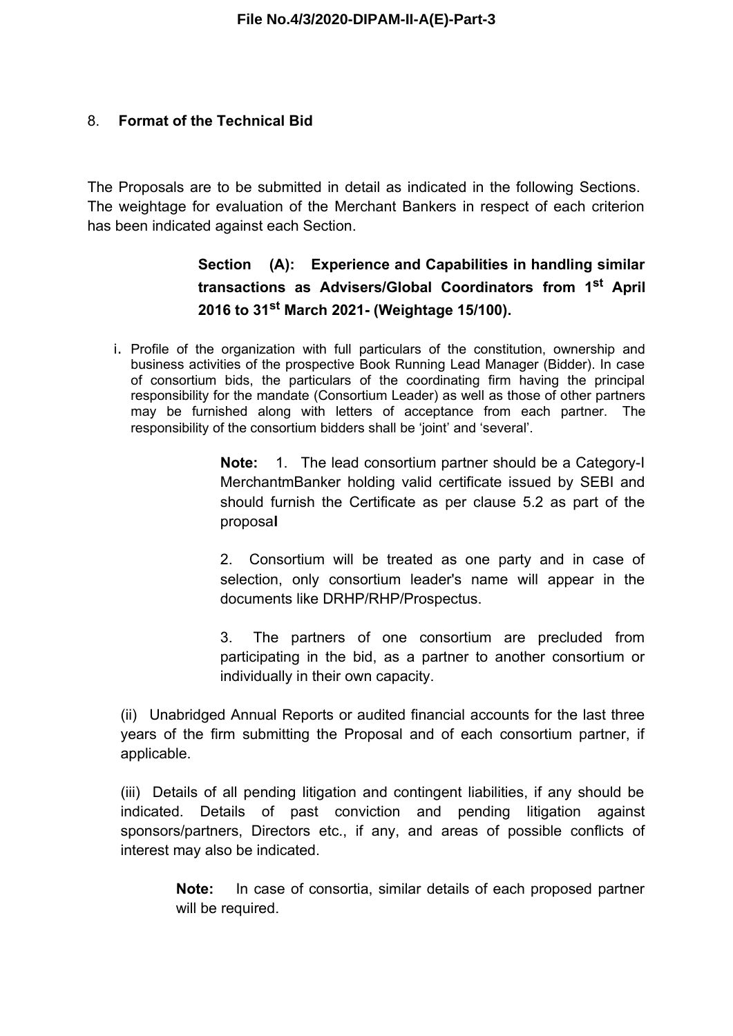## 8. **Format of the Technical Bid**

The Proposals are to be submitted in detail as indicated in the following Sections. The weightage for evaluation of the Merchant Bankers in respect of each criterion has been indicated against each Section.

### Section (A): Experience and Capabilities in handling similar transactions as Advisers/Global Coordinators from 1st April 2016 to 31st March 2021- (Weightage 15/100).

i. Profile of the organization with full particulars of the constitution, ownership and business activities of the prospective Book Running Lead Manager (Bidder). In case of consortium bids, the particulars of the coordinating firm having the principal responsibility for the mandate (Consortium Leader) as well as those of other partners may be furnished along with letters of acceptance from each partner. The responsibility of the consortium bidders shall be 'joint' and 'several'.

**Note:** 1. The lead consortium partner should be a Category-I MerchantmBanker holding valid certificate issued by SEBI and should furnish the Certificate as per clause 5.2 as part of the proposal

2. Consortium will be treated as one party and in case of selection, only consortium leader's name will appear in the documents like DRHP/RHP/Prospectus.

3. The partners of one consortium are precluded from participating in the bid, as a partner to another consortium or individually in their own capacity.

(ii) Unabridged Annual Reports or audited financial accounts for the last three years of the firm submitting the Proposal and of each consortium partner, if applicable.

(iii) Details of all pending litigation and contingent liabilities, if any should be indicated. Details of past conviction and pending litigation against sponsors/partners, Directors etc., if any, and areas of possible conflicts of interest may also be indicated.

**Note:** In case of consortia, similar details of each proposed partner will be required.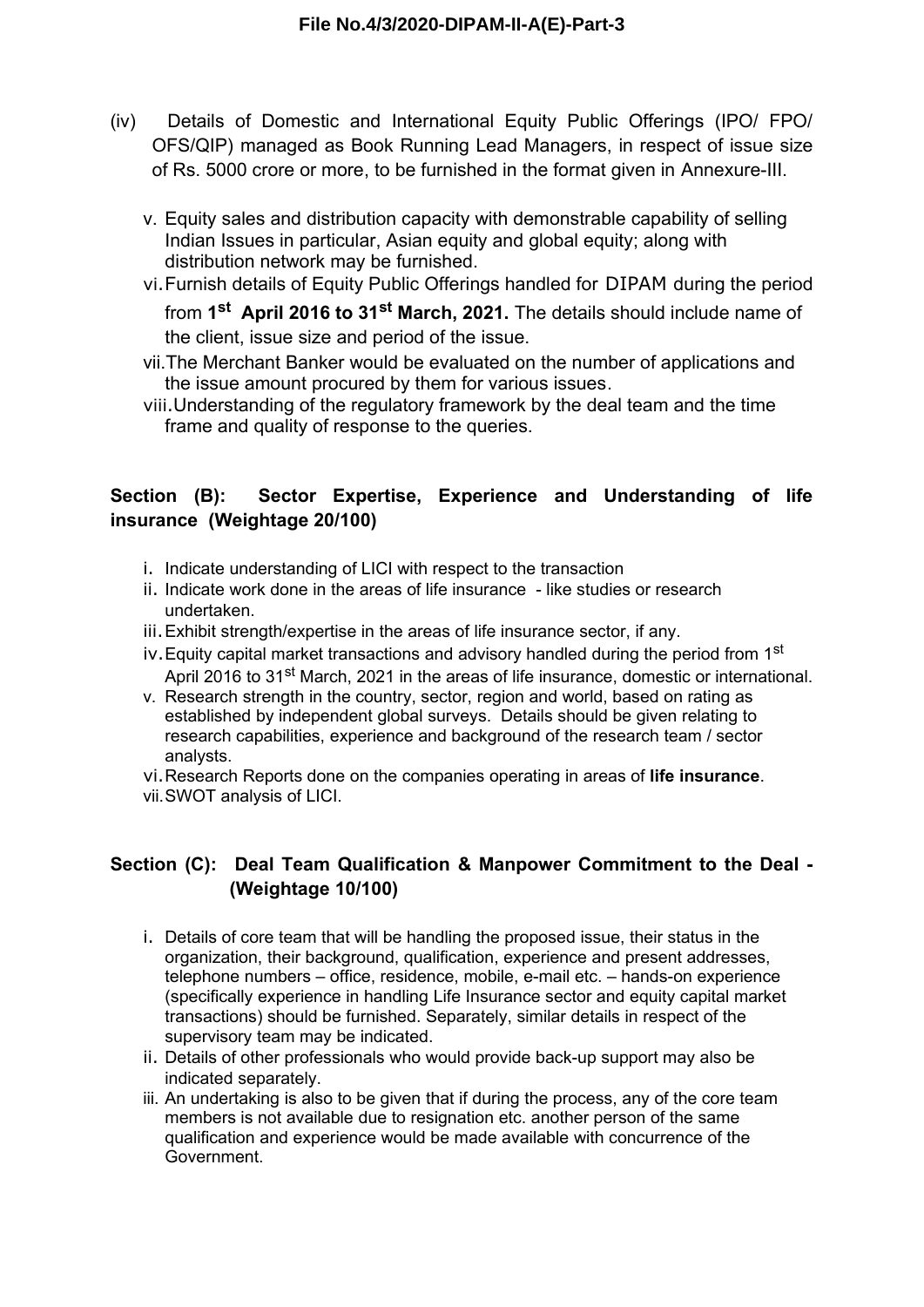(iv) Details of Domestic and International Equity Public Offerings (IPO/ FPO/ OFS/QIP) managed as Book Running Lead Managers, in respect of issue size of Rs. 5000 crore or more, to be furnished in the format given in Annexure-III.

v. Equity sales and distribution capacity with demonstrable capability of selling Indian Issues in particular, Asian equity and global equity; along with distribution network may be furnished.

vi. Furnish details of Equity Public Offerings handled for DIPAM during the period from **1st April 2016 to 31st March, 2021.** The details should include name of the client, issue size and period of the issue.

vii. The Merchant Banker would be evaluated on the number of applications and the issue amount procured by them for various issues.

viii. Understanding of the regulatory framework by the deal team and the time frame and quality of response to the queries.

## Section (B): Sector Expertise, Experience and Understanding of life insurance (Weightage 20/100)

i. Indicate understanding of LICI with respect to the transaction

ii. Indicate work done in the areas of life insurance - like studies or research undertaken.

iii. Exhibit strength/expertise in the areas of life insurance sector, if any.

iv. Equity capital market transactions and advisory handled during the period from 1st April 2016 to 31st March, 2021 in the areas of life insurance, domestic or international.

v. Research strength in the country, sector, region and world, based on rating as established by independent global surveys. Details should be given relating to research capabilities, experience and background of the research team / sector analysts.

vi. Research Reports done on the companies operating in areas of **life insurance**.

vii. SWOT analysis of LICI.

## Section (C): Deal Team Qualification & Manpower Commitment to the Deal - (Weightage 10/100)

i. Details of core team that will be handling the proposed issue, their status in the organization, their background, qualification, experience and present addresses, telephone numbers – office, residence, mobile, e-mail etc. – hands-on experience (specifically experience in handling Life Insurance sector and equity capital market transactions) should be furnished. Separately, similar details in respect of the supervisory team may be indicated.

ii. Details of other professionals who would provide back-up support may also be indicated separately.

iii. An undertaking is also to be given that if during the process, any of the core team members is not available due to resignation etc. another person of the same qualification and experience would be made available with concurrence of the Government.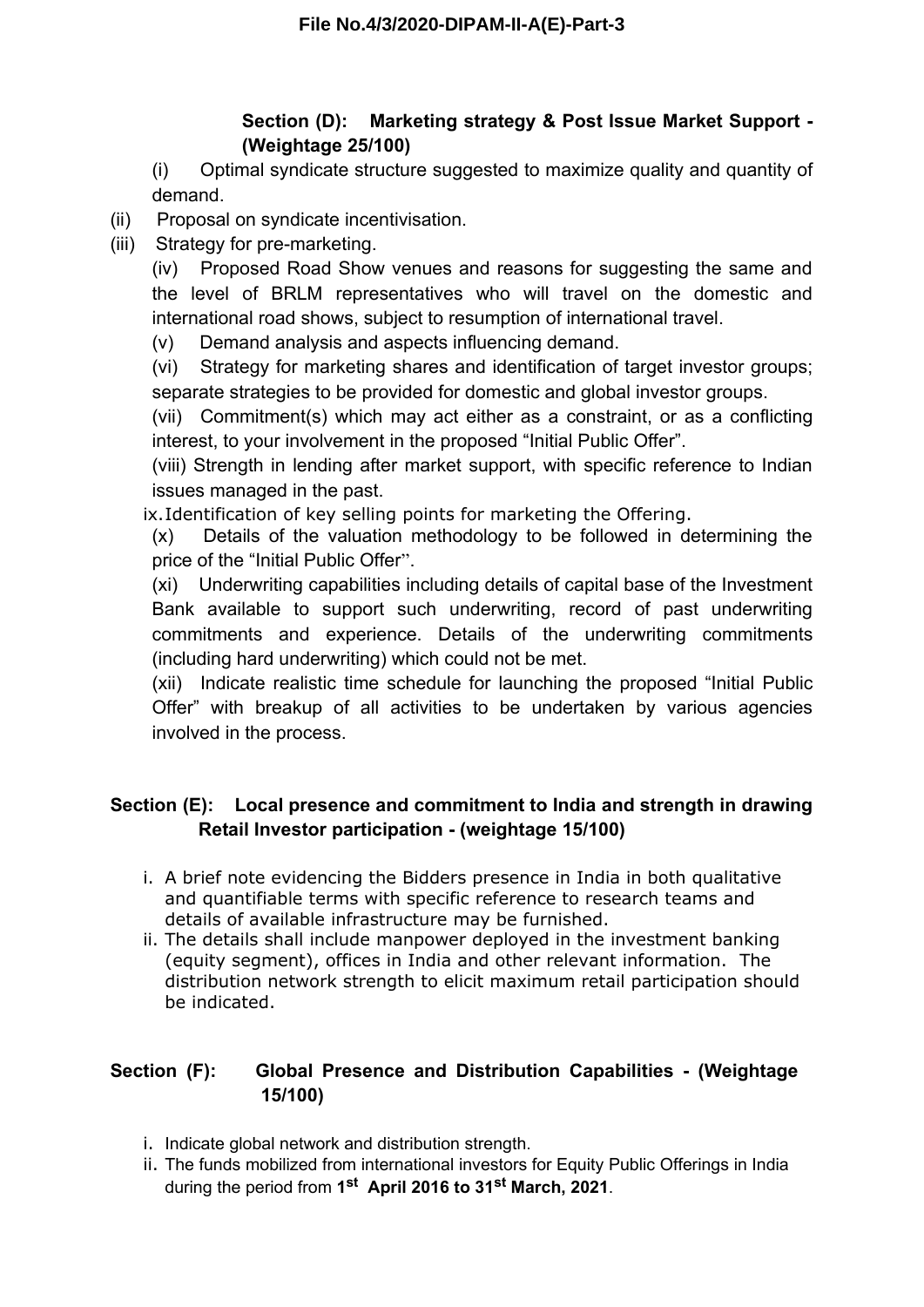### Section (D): Marketing strategy & Post Issue Market Support - (Weightage 25/100)

(i) Optimal syndicate structure suggested to maximize quality and quantity of demand.

(ii) Proposal on syndicate incentivisation.

(iii) Strategy for pre-marketing.

(iv) Proposed Road Show venues and reasons for suggesting the same and the level of BRLM representatives who will travel on the domestic and international road shows, subject to resumption of international travel.

(v) Demand analysis and aspects influencing demand.

(vi) Strategy for marketing shares and identification of target investor groups; separate strategies to be provided for domestic and global investor groups.

(vii) Commitment(s) which may act either as a constraint, or as a conflicting interest, to your involvement in the proposed "Initial Public Offer".

(viii) Strength in lending after market support, with specific reference to Indian issues managed in the past.

ix. Identification of key selling points for marketing the Offering.

(x) Details of the valuation methodology to be followed in determining the price of the "Initial Public Offer".

(xi) Underwriting capabilities including details of capital base of the Investment Bank available to support such underwriting, record of past underwriting commitments and experience. Details of the underwriting commitments (including hard underwriting) which could not be met.

(xii) Indicate realistic time schedule for launching the proposed "Initial Public Offer" with breakup of all activities to be undertaken by various agencies involved in the process.

### Section (E): Local presence and commitment to India and strength in drawing Retail Investor participation - (weightage 15/100)

i. A brief note evidencing the Bidders presence in India in both qualitative and quantifiable terms with specific reference to research teams and details of available infrastructure may be furnished.

ii. The details shall include manpower deployed in the investment banking (equity segment), offices in India and other relevant information. The distribution network strength to elicit maximum retail participation should be indicated.

### Section (F): Global Presence and Distribution Capabilities - (Weightage 15/100)

i. Indicate global network and distribution strength.

ii. The funds mobilized from international investors for Equity Public Offerings in India during the period from **1st April 2016 to 31st March, 2021**.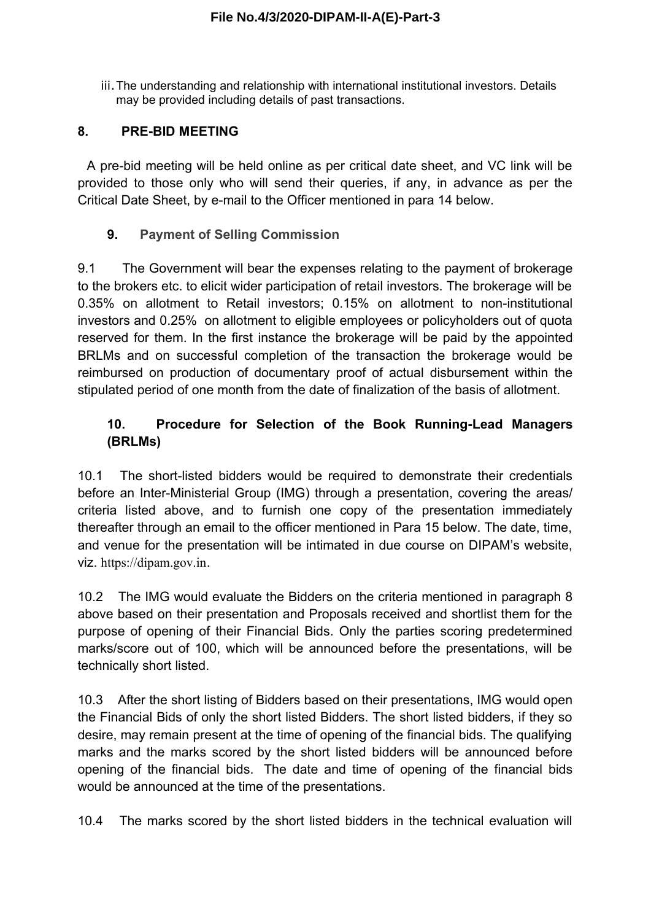iii. The understanding and relationship with international institutional investors. Details may be provided including details of past transactions.

## 8. PRE-BID MEETING

A pre-bid meeting will be held online as per critical date sheet, and VC link will be provided to those only who will send their queries, if any, in advance as per the Critical Date Sheet, by e-mail to the Officer mentioned in para 14 below.

## 9. Payment of Selling Commission

9.1 The Government will bear the expenses relating to the payment of brokerage to the brokers etc. to elicit wider participation of retail investors. The brokerage will be 0.35% on allotment to Retail investors; 0.15% on allotment to non-institutional investors and 0.25% on allotment to eligible employees or policyholders out of quota reserved for them. In the first instance the brokerage will be paid by the appointed BRLMs and on successful completion of the transaction the brokerage would be reimbursed on production of documentary proof of actual disbursement within the stipulated period of one month from the date of finalization of the basis of allotment.

## 10. Procedure for Selection of the Book Running-Lead Managers (BRLMs)

10.1 The short-listed bidders would be required to demonstrate their credentials before an Inter-Ministerial Group (IMG) through a presentation, covering the areas/ criteria listed above, and to furnish one copy of the presentation immediately thereafter through an email to the officer mentioned in Para 15 below. The date, time, and venue for the presentation will be intimated in due course on DIPAM's website, viz. https://dipam.gov.in.

10.2 The IMG would evaluate the Bidders on the criteria mentioned in paragraph 8 above based on their presentation and Proposals received and shortlist them for the purpose of opening of their Financial Bids. Only the parties scoring predetermined marks/score out of 100, which will be announced before the presentations, will be technically short listed.

10.3 After the short listing of Bidders based on their presentations, IMG would open the Financial Bids of only the short listed Bidders. The short listed bidders, if they so desire, may remain present at the time of opening of the financial bids. The qualifying marks and the marks scored by the short listed bidders will be announced before opening of the financial bids. The date and time of opening of the financial bids would be announced at the time of the presentations.

10.4 The marks scored by the short listed bidders in the technical evaluation will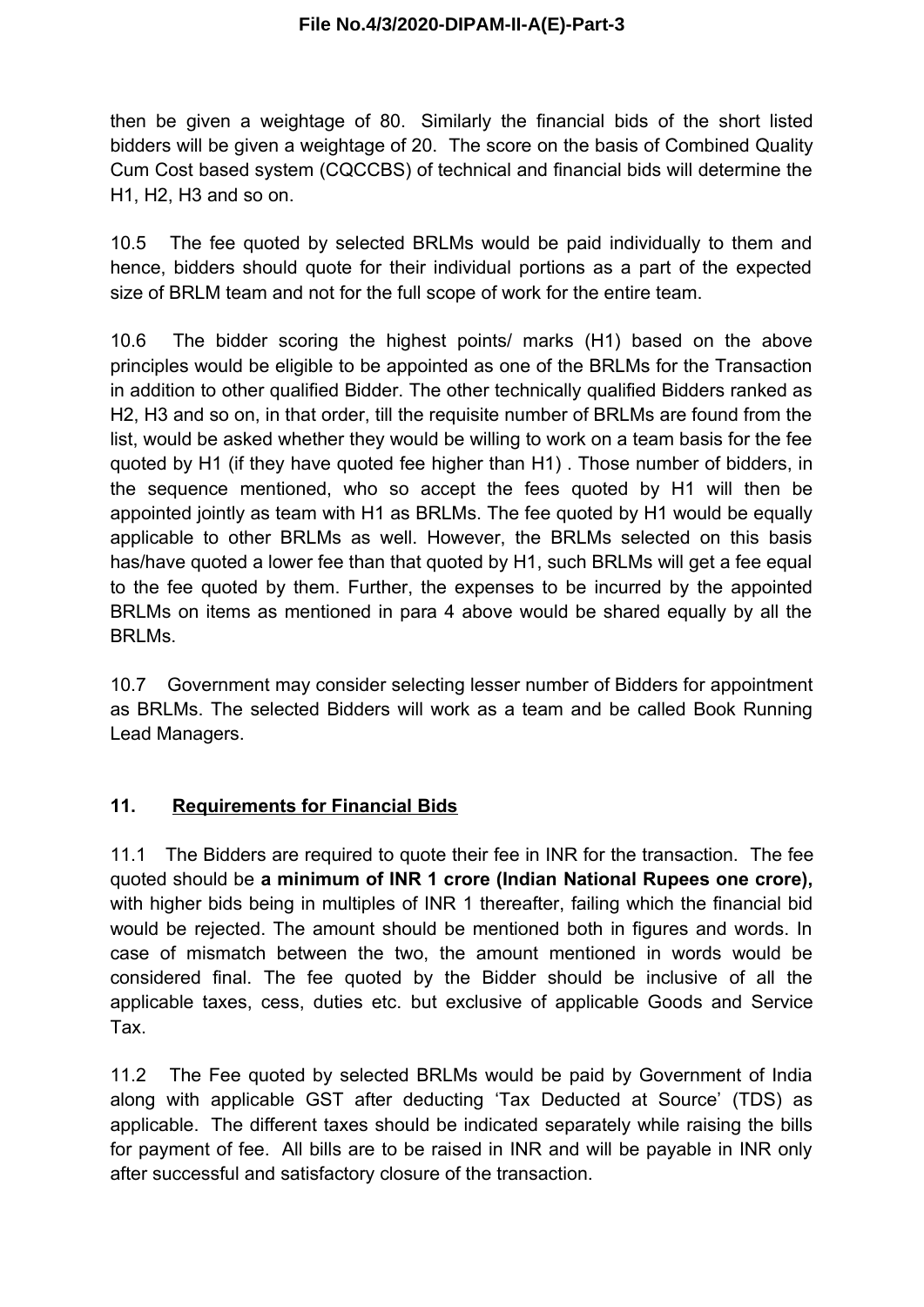then be given a weightage of 80. Similarly the financial bids of the short listed bidders will be given a weightage of 20. The score on the basis of Combined Quality Cum Cost based system (CQCCBS) of technical and financial bids will determine the H1, H2, H3 and so on.

10.5 The fee quoted by selected BRLMs would be paid individually to them and hence, bidders should quote for their individual portions as a part of the expected size of BRLM team and not for the full scope of work for the entire team.

10.6 The bidder scoring the highest points/ marks (H1) based on the above principles would be eligible to be appointed as one of the BRLMs for the Transaction in addition to other qualified Bidder. The other technically qualified Bidders ranked as H2, H3 and so on, in that order, till the requisite number of BRLMs are found from the list, would be asked whether they would be willing to work on a team basis for the fee quoted by H1 (if they have quoted fee higher than H1) . Those number of bidders, in the sequence mentioned, who so accept the fees quoted by H1 will then be appointed jointly as team with H1 as BRLMs. The fee quoted by H1 would be equally applicable to other BRLMs as well. However, the BRLMs selected on this basis has/have quoted a lower fee than that quoted by H1, such BRLMs will get a fee equal to the fee quoted by them. Further, the expenses to be incurred by the appointed BRLMs on items as mentioned in para 4 above would be shared equally by all the BRLMs.

10.7 Government may consider selecting lesser number of Bidders for appointment as BRLMs. The selected Bidders will work as a team and be called Book Running Lead Managers.

## 11. Requirements for Financial Bids

11.1 The Bidders are required to quote their fee in INR for the transaction. The fee quoted should be **a minimum of INR 1 crore (Indian National Rupees one crore),** with higher bids being in multiples of INR 1 thereafter, failing which the financial bid would be rejected. The amount should be mentioned both in figures and words. In case of mismatch between the two, the amount mentioned in words would be considered final. The fee quoted by the Bidder should be inclusive of all the applicable taxes, cess, duties etc. but exclusive of applicable Goods and Service Tax.

11.2 The Fee quoted by selected BRLMs would be paid by Government of India along with applicable GST after deducting 'Tax Deducted at Source' (TDS) as applicable. The different taxes should be indicated separately while raising the bills for payment of fee. All bills are to be raised in INR and will be payable in INR only after successful and satisfactory closure of the transaction.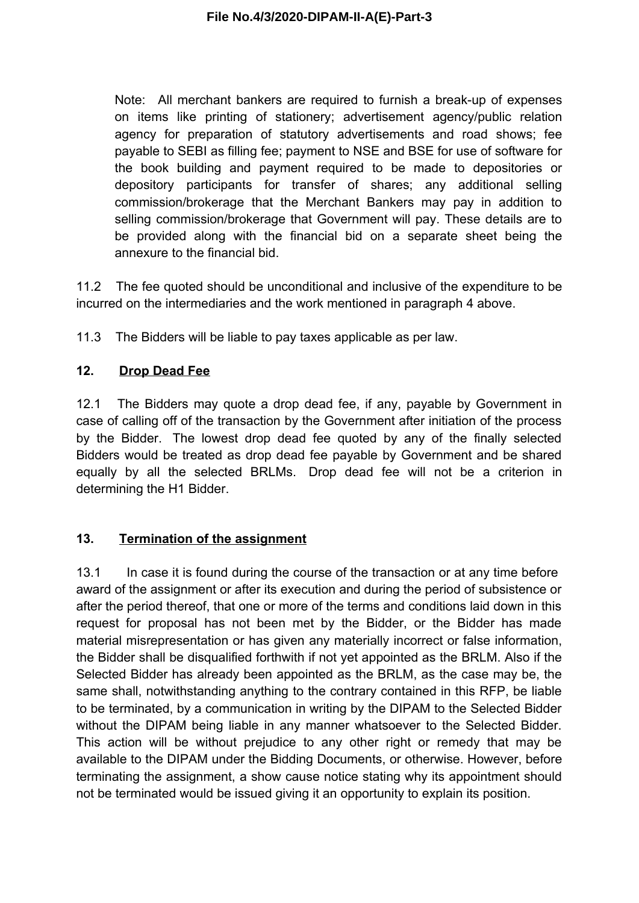Note: All merchant bankers are required to furnish a break-up of expenses on items like printing of stationery; advertisement agency/public relation agency for preparation of statutory advertisements and road shows; fee payable to SEBI as filling fee; payment to NSE and BSE for use of software for the book building and payment required to be made to depositories or depository participants for transfer of shares; any additional selling commission/brokerage that the Merchant Bankers may pay in addition to selling commission/brokerage that Government will pay. These details are to be provided along with the financial bid on a separate sheet being the annexure to the financial bid.

11.2 The fee quoted should be unconditional and inclusive of the expenditure to be incurred on the intermediaries and the work mentioned in paragraph 4 above.

11.3 The Bidders will be liable to pay taxes applicable as per law.

## 12. Drop Dead Fee

12.1 The Bidders may quote a drop dead fee, if any, payable by Government in case of calling off of the transaction by the Government after initiation of the process by the Bidder. The lowest drop dead fee quoted by any of the finally selected Bidders would be treated as drop dead fee payable by Government and be shared equally by all the selected BRLMs. Drop dead fee will not be a criterion in determining the H1 Bidder.

## 13. Termination of the assignment

13.1 In case it is found during the course of the transaction or at any time before award of the assignment or after its execution and during the period of subsistence or after the period thereof, that one or more of the terms and conditions laid down in this request for proposal has not been met by the Bidder, or the Bidder has made material misrepresentation or has given any materially incorrect or false information, the Bidder shall be disqualified forthwith if not yet appointed as the BRLM. Also if the Selected Bidder has already been appointed as the BRLM, as the case may be, the same shall, notwithstanding anything to the contrary contained in this RFP, be liable to be terminated, by a communication in writing by the DIPAM to the Selected Bidder without the DIPAM being liable in any manner whatsoever to the Selected Bidder. This action will be without prejudice to any other right or remedy that may be available to the DIPAM under the Bidding Documents, or otherwise. However, before terminating the assignment, a show cause notice stating why its appointment should not be terminated would be issued giving it an opportunity to explain its position.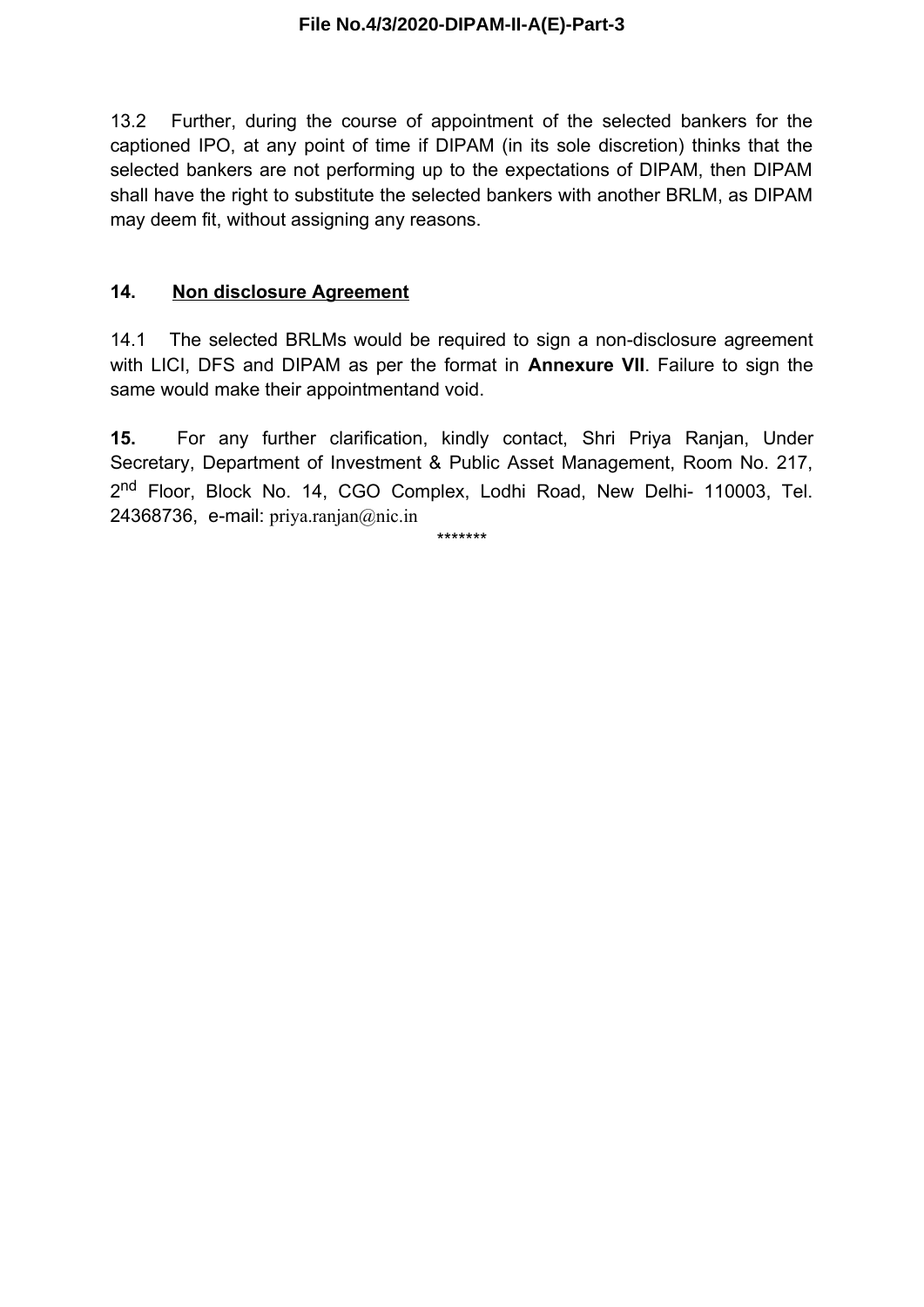13.2 Further, during the course of appointment of the selected bankers for the captioned IPO, at any point of time if DIPAM (in its sole discretion) thinks that the selected bankers are not performing up to the expectations of DIPAM, then DIPAM shall have the right to substitute the selected bankers with another BRLM, as DIPAM may deem fit, without assigning any reasons.

## 14. Non disclosure Agreement

14.1 The selected BRLMs would be required to sign a non-disclosure agreement with LICI, DFS and DIPAM as per the format in **Annexure VII**. Failure to sign the same would make their appointmentand void.

**15.** For any further clarification, kindly contact, Shri Priya Ranjan, Under Secretary, Department of Investment & Public Asset Management, Room No. 217, 2nd Floor, Block No. 14, CGO Complex, Lodhi Road, New Delhi- 110003, Tel. 24368736, e-mail: priya.ranjan@nic.in

*******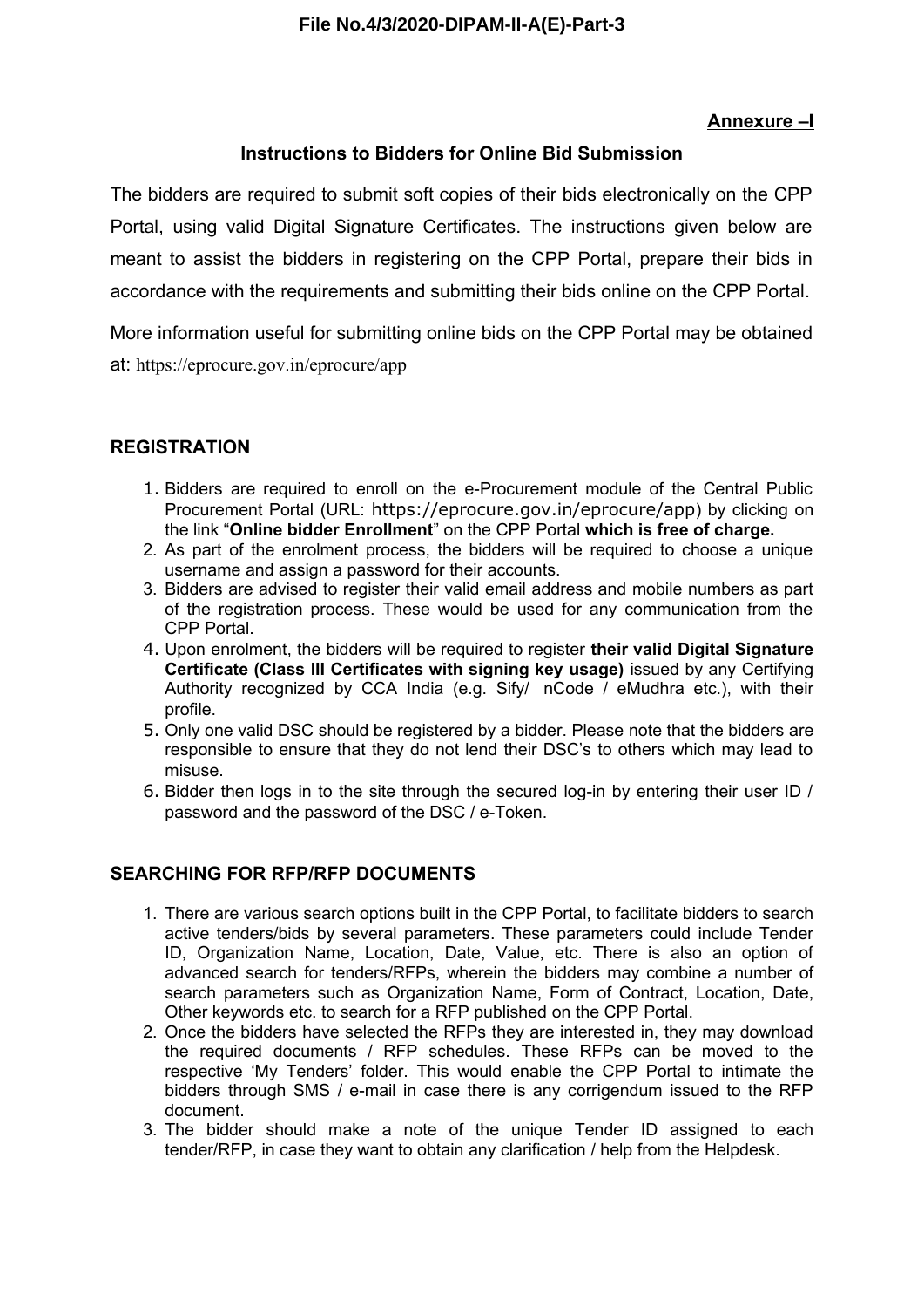**Annexure –I**

## Instructions to Bidders for Online Bid Submission

The bidders are required to submit soft copies of their bids electronically on the CPP Portal, using valid Digital Signature Certificates. The instructions given below are meant to assist the bidders in registering on the CPP Portal, prepare their bids in accordance with the requirements and submitting their bids online on the CPP Portal.

More information useful for submitting online bids on the CPP Portal may be obtained at: https://eprocure.gov.in/eprocure/app

### REGISTRATION

1. Bidders are required to enroll on the e-Procurement module of the Central Public Procurement Portal (URL: https://eprocure.gov.in/eprocure/app) by clicking on the link "**Online bidder Enrollment**" on the CPP Portal **which is free of charge.**
2. As part of the enrolment process, the bidders will be required to choose a unique username and assign a password for their accounts.
3. Bidders are advised to register their valid email address and mobile numbers as part of the registration process. These would be used for any communication from the CPP Portal.
4. Upon enrolment, the bidders will be required to register **their valid Digital Signature Certificate (Class III Certificates with signing key usage)** issued by any Certifying Authority recognized by CCA India (e.g. Sify/ nCode / eMudhra etc.), with their profile.
5. Only one valid DSC should be registered by a bidder. Please note that the bidders are responsible to ensure that they do not lend their DSC's to others which may lead to misuse.
6. Bidder then logs in to the site through the secured log-in by entering their user ID / password and the password of the DSC / e-Token.

### SEARCHING FOR RFP/RFP DOCUMENTS

1. There are various search options built in the CPP Portal, to facilitate bidders to search active tenders/bids by several parameters. These parameters could include Tender ID, Organization Name, Location, Date, Value, etc. There is also an option of advanced search for tenders/RFPs, wherein the bidders may combine a number of search parameters such as Organization Name, Form of Contract, Location, Date, Other keywords etc. to search for a RFP published on the CPP Portal.
2. Once the bidders have selected the RFPs they are interested in, they may download the required documents / RFP schedules. These RFPs can be moved to the respective 'My Tenders' folder. This would enable the CPP Portal to intimate the bidders through SMS / e-mail in case there is any corrigendum issued to the RFP document.
3. The bidder should make a note of the unique Tender ID assigned to each tender/RFP, in case they want to obtain any clarification / help from the Helpdesk.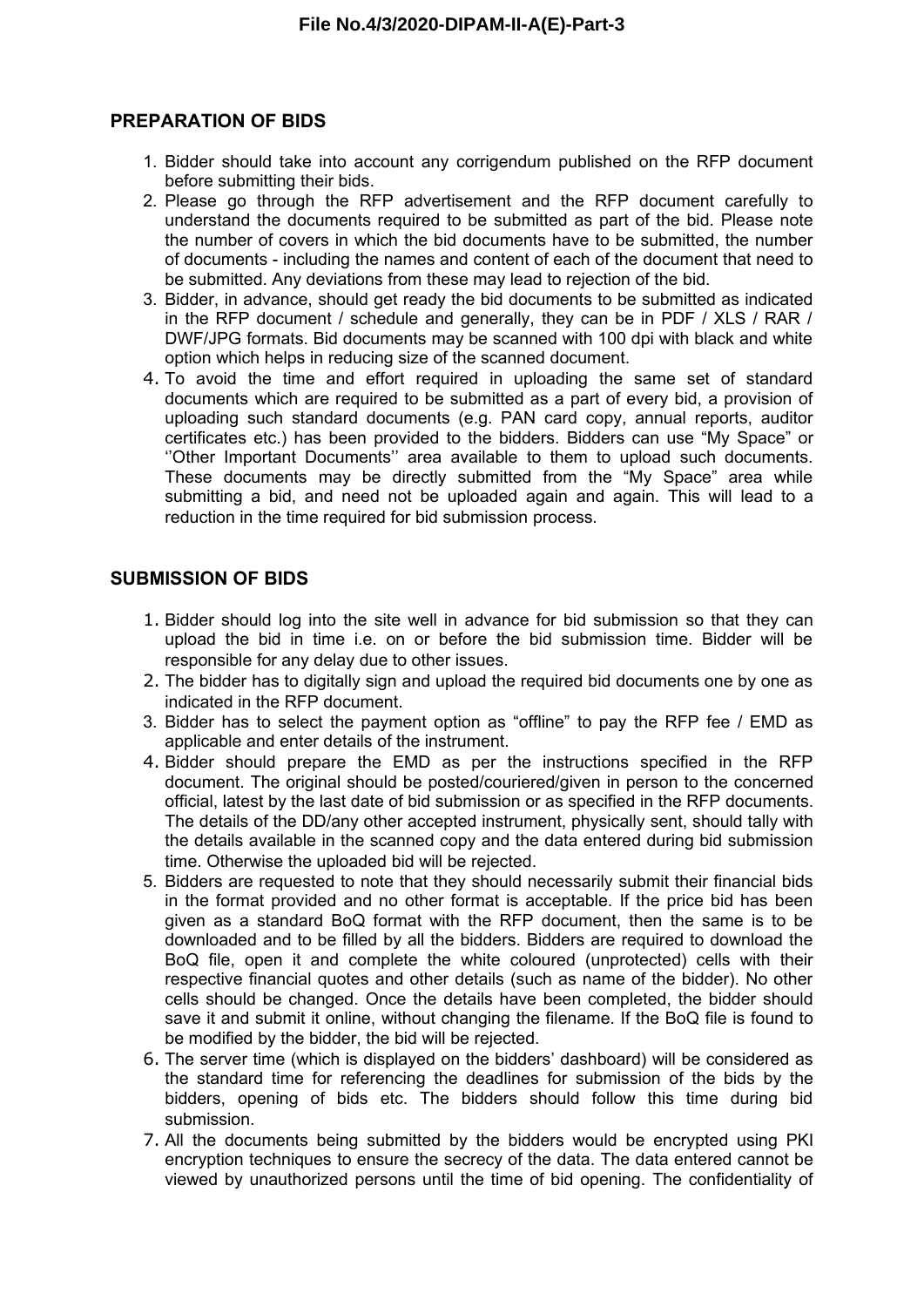## PREPARATION OF BIDS

1. Bidder should take into account any corrigendum published on the RFP document before submitting their bids.
2. Please go through the RFP advertisement and the RFP document carefully to understand the documents required to be submitted as part of the bid. Please note the number of covers in which the bid documents have to be submitted, the number of documents - including the names and content of each of the document that need to be submitted. Any deviations from these may lead to rejection of the bid.
3. Bidder, in advance, should get ready the bid documents to be submitted as indicated in the RFP document / schedule and generally, they can be in PDF / XLS / RAR / DWF/JPG formats. Bid documents may be scanned with 100 dpi with black and white option which helps in reducing size of the scanned document.
4. To avoid the time and effort required in uploading the same set of standard documents which are required to be submitted as a part of every bid, a provision of uploading such standard documents (e.g. PAN card copy, annual reports, auditor certificates etc.) has been provided to the bidders. Bidders can use "My Space" or ''Other Important Documents'' area available to them to upload such documents. These documents may be directly submitted from the "My Space" area while submitting a bid, and need not be uploaded again and again. This will lead to a reduction in the time required for bid submission process.

## SUBMISSION OF BIDS

1. Bidder should log into the site well in advance for bid submission so that they can upload the bid in time i.e. on or before the bid submission time. Bidder will be responsible for any delay due to other issues.
2. The bidder has to digitally sign and upload the required bid documents one by one as indicated in the RFP document.
3. Bidder has to select the payment option as "offline" to pay the RFP fee / EMD as applicable and enter details of the instrument.
4. Bidder should prepare the EMD as per the instructions specified in the RFP document. The original should be posted/couriered/given in person to the concerned official, latest by the last date of bid submission or as specified in the RFP documents. The details of the DD/any other accepted instrument, physically sent, should tally with the details available in the scanned copy and the data entered during bid submission time. Otherwise the uploaded bid will be rejected.
5. Bidders are requested to note that they should necessarily submit their financial bids in the format provided and no other format is acceptable. If the price bid has been given as a standard BoQ format with the RFP document, then the same is to be downloaded and to be filled by all the bidders. Bidders are required to download the BoQ file, open it and complete the white coloured (unprotected) cells with their respective financial quotes and other details (such as name of the bidder). No other cells should be changed. Once the details have been completed, the bidder should save it and submit it online, without changing the filename. If the BoQ file is found to be modified by the bidder, the bid will be rejected.
6. The server time (which is displayed on the bidders' dashboard) will be considered as the standard time for referencing the deadlines for submission of the bids by the bidders, opening of bids etc. The bidders should follow this time during bid submission.
7. All the documents being submitted by the bidders would be encrypted using PKI encryption techniques to ensure the secrecy of the data. The data entered cannot be viewed by unauthorized persons until the time of bid opening. The confidentiality of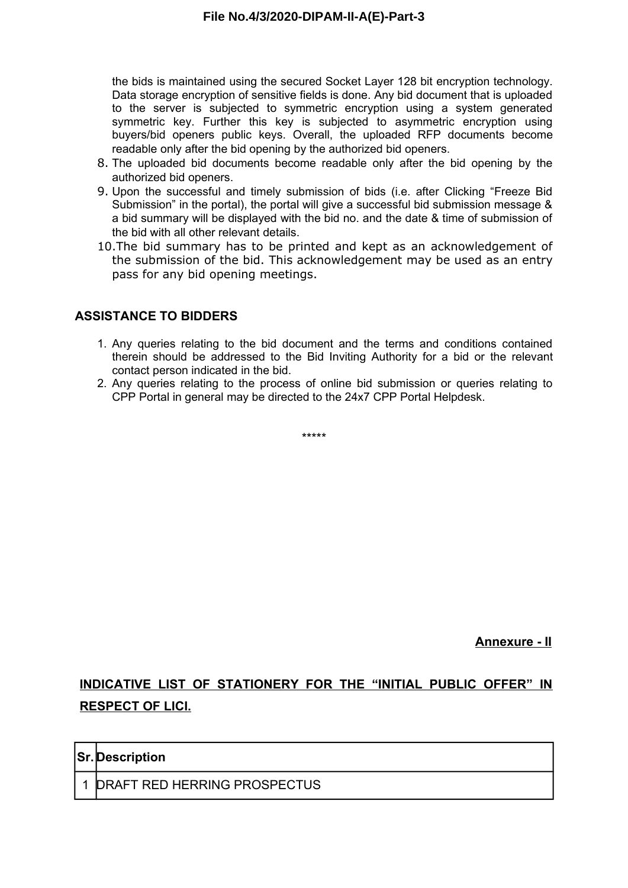the bids is maintained using the secured Socket Layer 128 bit encryption technology. Data storage encryption of sensitive fields is done. Any bid document that is uploaded to the server is subjected to symmetric encryption using a system generated symmetric key. Further this key is subjected to asymmetric encryption using buyers/bid openers public keys. Overall, the uploaded RFP documents become readable only after the bid opening by the authorized bid openers.

8. The uploaded bid documents become readable only after the bid opening by the authorized bid openers.
9. Upon the successful and timely submission of bids (i.e. after Clicking "Freeze Bid Submission" in the portal), the portal will give a successful bid submission message & a bid summary will be displayed with the bid no. and the date & time of submission of the bid with all other relevant details.
10. The bid summary has to be printed and kept as an acknowledgement of the submission of the bid. This acknowledgement may be used as an entry pass for any bid opening meetings.

## ASSISTANCE TO BIDDERS

1. Any queries relating to the bid document and the terms and conditions contained therein should be addressed to the Bid Inviting Authority for a bid or the relevant contact person indicated in the bid.
2. Any queries relating to the process of online bid submission or queries relating to CPP Portal in general may be directed to the 24x7 CPP Portal Helpdesk.

*****

**Annexure - II**

## INDICATIVE LIST OF STATIONERY FOR THE "INITIAL PUBLIC OFFER" IN RESPECT OF LICI.

| Sr. | Description |
|---|---|
| 1 | DRAFT RED HERRING PROSPECTUS |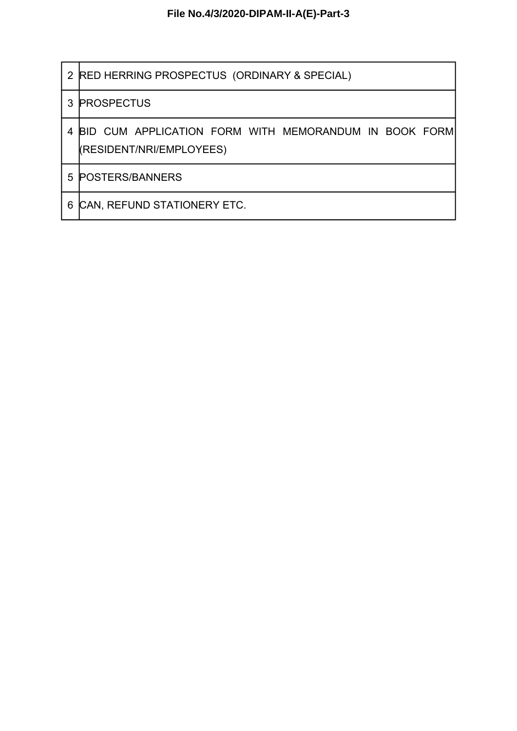| | |
|---|---|
| 2 | RED HERRING PROSPECTUS (ORDINARY & SPECIAL) |
| 3 | PROSPECTUS |
| 4 | BID CUM APPLICATION FORM WITH MEMORANDUM IN BOOK FORM (RESIDENT/NRI/EMPLOYEES) |
| 5 | POSTERS/BANNERS |
| 6 | CAN, REFUND STATIONERY ETC. |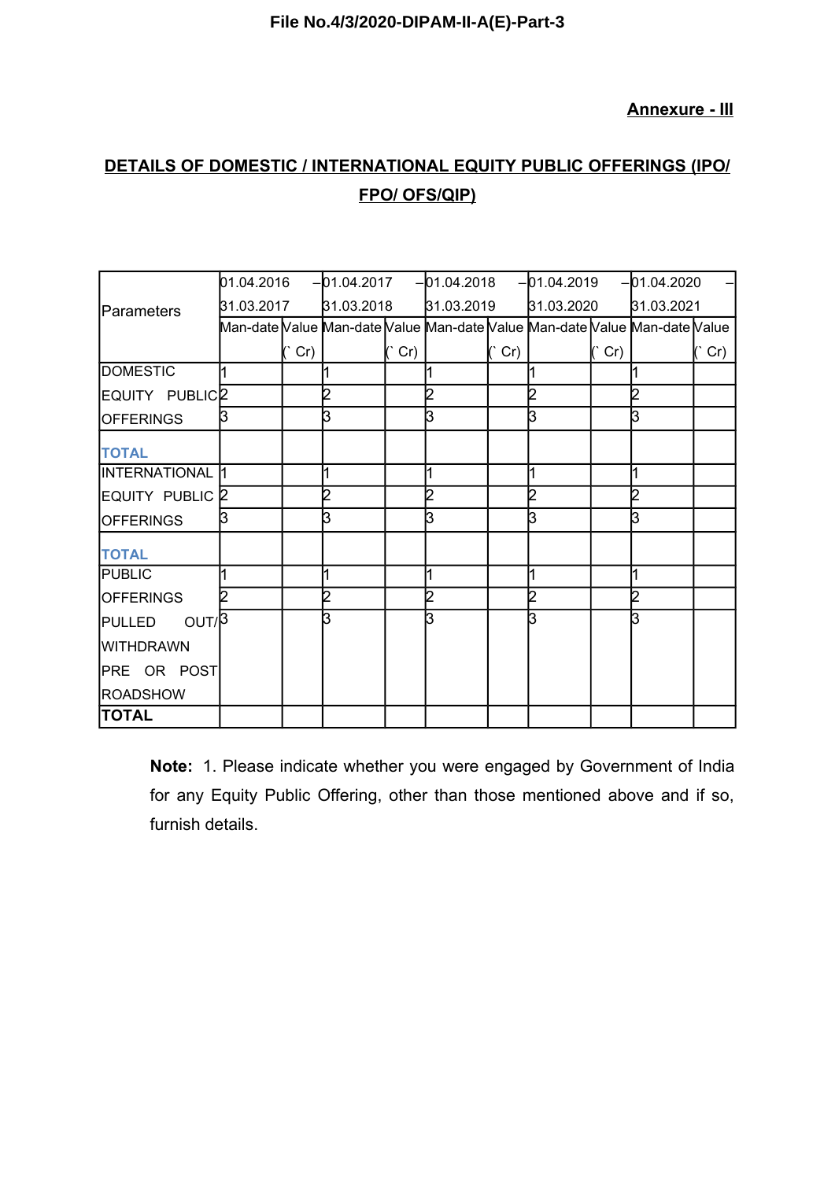**Annexure - III**

## DETAILS OF DOMESTIC / INTERNATIONAL EQUITY PUBLIC OFFERINGS (IPO/ FPO/ OFS/QIP)

| Parameters | 01.04.2016 – 31.03.2017 | | 01.04.2017 – 31.03.2018 | | 01.04.2018 – 31.03.2019 | | 01.04.2019 – 31.03.2020 | | 01.04.2020 – 31.03.2021 | |
|---|---|---|---|---|---|---|---|---|---|---|
| | Man-date | Value (` Cr) | Man-date | Value (` Cr) | Man-date | Value (` Cr) | Man-date | Value (` Cr) | Man-date | Value (` Cr) |
| DOMESTIC EQUITY PUBLIC OFFERINGS | 1 | | 1 | | 1 | | 1 | | 1 | |
| | 2 | | 2 | | 2 | | 2 | | 2 | |
| | 3 | | 3 | | 3 | | 3 | | 3 | |
| TOTAL | | | | | | | | | | |
| INTERNATIONAL EQUITY PUBLIC OFFERINGS | 1 | | 1 | | 1 | | 1 | | 1 | |
| | 2 | | 2 | | 2 | | 2 | | 2 | |
| | 3 | | 3 | | 3 | | 3 | | 3 | |
| TOTAL | | | | | | | | | | |
| PUBLIC OFFERINGS PULLED OUT/ WITHDRAWN PRE OR POST ROADSHOW | 1 | | 1 | | 1 | | 1 | | 1 | |
| | 2 | | 2 | | 2 | | 2 | | 2 | |
| | 3 | | 3 | | 3 | | 3 | | 3 | |
| TOTAL | | | | | | | | | | |

**Note:** 1. Please indicate whether you were engaged by Government of India for any Equity Public Offering, other than those mentioned above and if so, furnish details.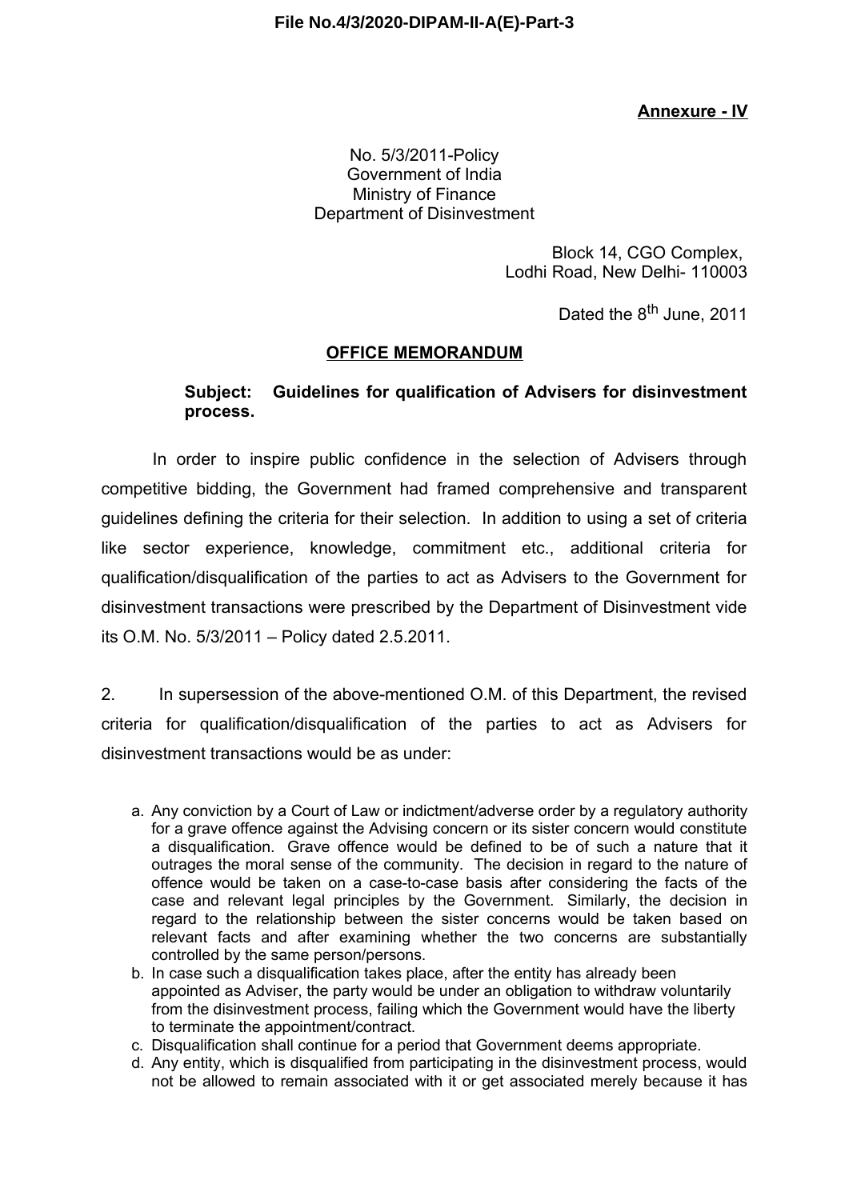**Annexure - IV**

No. 5/3/2011-Policy
Government of India
Ministry of Finance
Department of Disinvestment

Block 14, CGO Complex,
Lodhi Road, New Delhi- 110003

Dated the 8th June, 2011

**OFFICE MEMORANDUM**

**Subject: Guidelines for qualification of Advisers for disinvestment process.**

In order to inspire public confidence in the selection of Advisers through competitive bidding, the Government had framed comprehensive and transparent guidelines defining the criteria for their selection. In addition to using a set of criteria like sector experience, knowledge, commitment etc., additional criteria for qualification/disqualification of the parties to act as Advisers to the Government for disinvestment transactions were prescribed by the Department of Disinvestment vide its O.M. No. 5/3/2011 – Policy dated 2.5.2011.

2. In supersession of the above-mentioned O.M. of this Department, the revised criteria for qualification/disqualification of the parties to act as Advisers for disinvestment transactions would be as under:

a. Any conviction by a Court of Law or indictment/adverse order by a regulatory authority for a grave offence against the Advising concern or its sister concern would constitute a disqualification. Grave offence would be defined to be of such a nature that it outrages the moral sense of the community. The decision in regard to the nature of offence would be taken on a case-to-case basis after considering the facts of the case and relevant legal principles by the Government. Similarly, the decision in regard to the relationship between the sister concerns would be taken based on relevant facts and after examining whether the two concerns are substantially controlled by the same person/persons.
b. In case such a disqualification takes place, after the entity has already been appointed as Adviser, the party would be under an obligation to withdraw voluntarily from the disinvestment process, failing which the Government would have the liberty to terminate the appointment/contract.
c. Disqualification shall continue for a period that Government deems appropriate.
d. Any entity, which is disqualified from participating in the disinvestment process, would not be allowed to remain associated with it or get associated merely because it has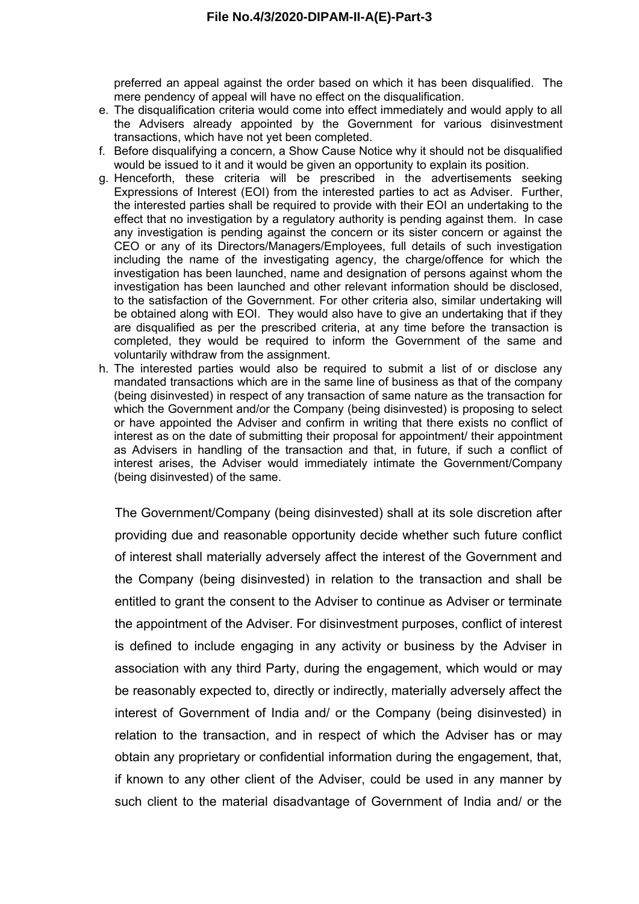preferred an appeal against the order based on which it has been disqualified. The mere pendency of appeal will have no effect on the disqualification.

e. The disqualification criteria would come into effect immediately and would apply to all the Advisers already appointed by the Government for various disinvestment transactions, which have not yet been completed.
f. Before disqualifying a concern, a Show Cause Notice why it should not be disqualified would be issued to it and it would be given an opportunity to explain its position.
g. Henceforth, these criteria will be prescribed in the advertisements seeking Expressions of Interest (EOI) from the interested parties to act as Adviser. Further, the interested parties shall be required to provide with their EOI an undertaking to the effect that no investigation by a regulatory authority is pending against them. In case any investigation is pending against the concern or its sister concern or against the CEO or any of its Directors/Managers/Employees, full details of such investigation including the name of the investigating agency, the charge/offence for which the investigation has been launched, name and designation of persons against whom the investigation has been launched and other relevant information should be disclosed, to the satisfaction of the Government. For other criteria also, similar undertaking will be obtained along with EOI. They would also have to give an undertaking that if they are disqualified as per the prescribed criteria, at any time before the transaction is completed, they would be required to inform the Government of the same and voluntarily withdraw from the assignment.
h. The interested parties would also be required to submit a list of or disclose any mandated transactions which are in the same line of business as that of the company (being disinvested) in respect of any transaction of same nature as the transaction for which the Government and/or the Company (being disinvested) is proposing to select or have appointed the Adviser and confirm in writing that there exists no conflict of interest as on the date of submitting their proposal for appointment/ their appointment as Advisers in handling of the transaction and that, in future, if such a conflict of interest arises, the Adviser would immediately intimate the Government/Company (being disinvested) of the same.

The Government/Company (being disinvested) shall at its sole discretion after providing due and reasonable opportunity decide whether such future conflict of interest shall materially adversely affect the interest of the Government and the Company (being disinvested) in relation to the transaction and shall be entitled to grant the consent to the Adviser to continue as Adviser or terminate the appointment of the Adviser. For disinvestment purposes, conflict of interest is defined to include engaging in any activity or business by the Adviser in association with any third Party, during the engagement, which would or may be reasonably expected to, directly or indirectly, materially adversely affect the interest of Government of India and/ or the Company (being disinvested) in relation to the transaction, and in respect of which the Adviser has or may obtain any proprietary or confidential information during the engagement, that, if known to any other client of the Adviser, could be used in any manner by such client to the material disadvantage of Government of India and/ or the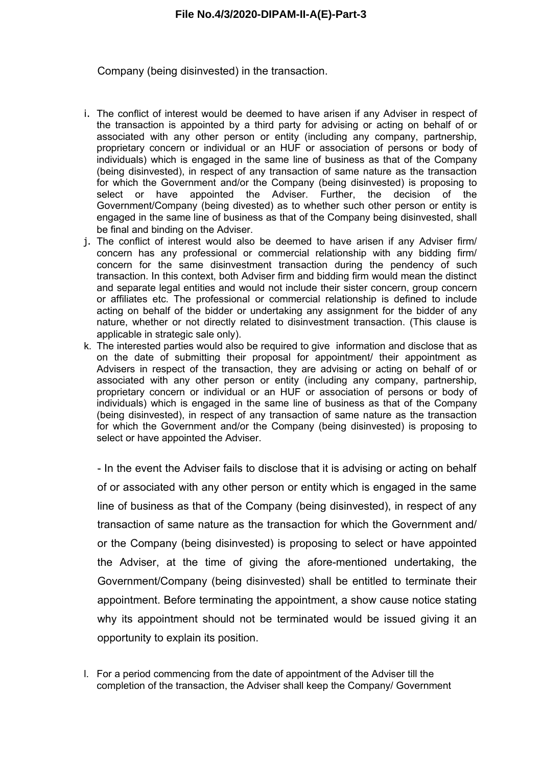Company (being disinvested) in the transaction.

i. The conflict of interest would be deemed to have arisen if any Adviser in respect of the transaction is appointed by a third party for advising or acting on behalf of or associated with any other person or entity (including any company, partnership, proprietary concern or individual or an HUF or association of persons or body of individuals) which is engaged in the same line of business as that of the Company (being disinvested), in respect of any transaction of same nature as the transaction for which the Government and/or the Company (being disinvested) is proposing to select or have appointed the Adviser. Further, the decision of the Government/Company (being divested) as to whether such other person or entity is engaged in the same line of business as that of the Company being disinvested, shall be final and binding on the Adviser.

j. The conflict of interest would also be deemed to have arisen if any Adviser firm/ concern has any professional or commercial relationship with any bidding firm/ concern for the same disinvestment transaction during the pendency of such transaction. In this context, both Adviser firm and bidding firm would mean the distinct and separate legal entities and would not include their sister concern, group concern or affiliates etc. The professional or commercial relationship is defined to include acting on behalf of the bidder or undertaking any assignment for the bidder of any nature, whether or not directly related to disinvestment transaction. (This clause is applicable in strategic sale only).

k. The interested parties would also be required to give information and disclose that as on the date of submitting their proposal for appointment/ their appointment as Advisers in respect of the transaction, they are advising or acting on behalf of or associated with any other person or entity (including any company, partnership, proprietary concern or individual or an HUF or association of persons or body of individuals) which is engaged in the same line of business as that of the Company (being disinvested), in respect of any transaction of same nature as the transaction for which the Government and/or the Company (being disinvested) is proposing to select or have appointed the Adviser.

   - In the event the Adviser fails to disclose that it is advising or acting on behalf of or associated with any other person or entity which is engaged in the same line of business as that of the Company (being disinvested), in respect of any transaction of same nature as the transaction for which the Government and/ or the Company (being disinvested) is proposing to select or have appointed the Adviser, at the time of giving the afore-mentioned undertaking, the Government/Company (being disinvested) shall be entitled to terminate their appointment. Before terminating the appointment, a show cause notice stating why its appointment should not be terminated would be issued giving it an opportunity to explain its position.

l. For a period commencing from the date of appointment of the Adviser till the completion of the transaction, the Adviser shall keep the Company/ Government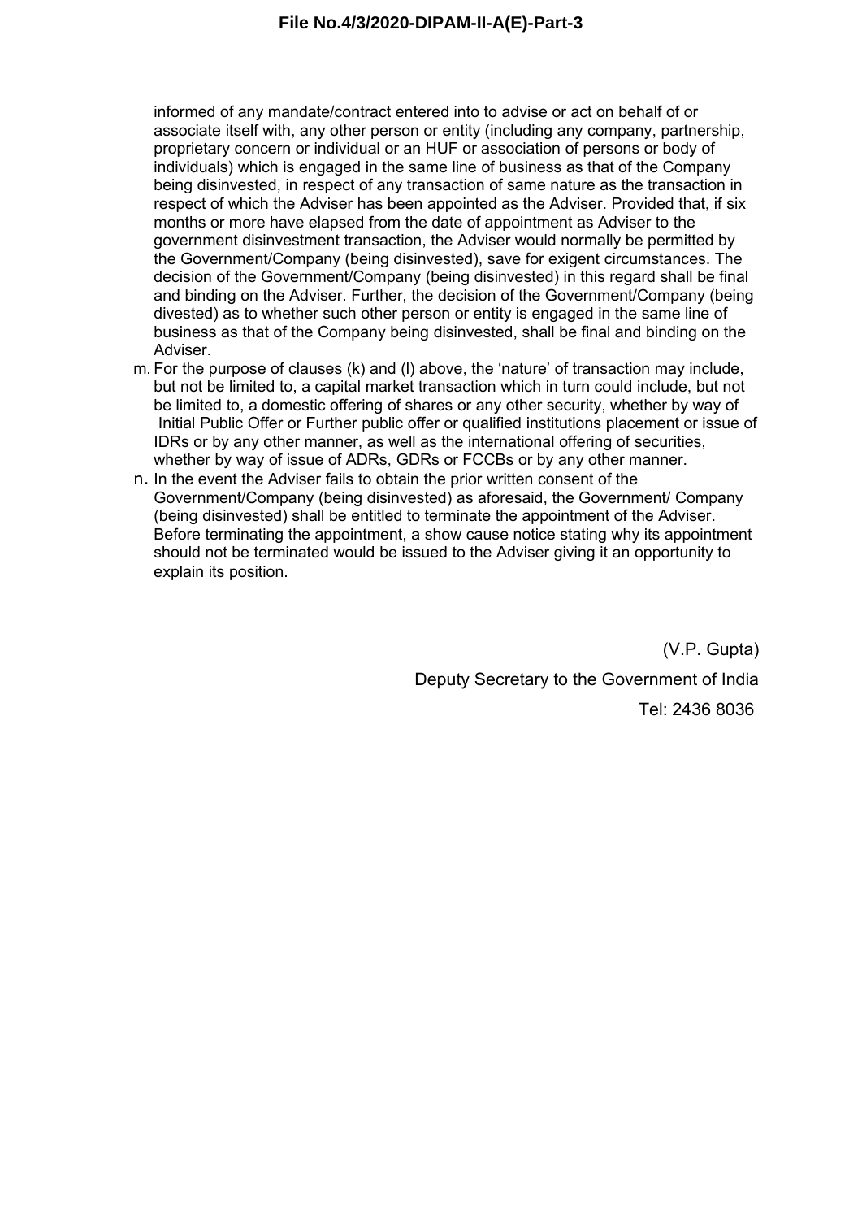informed of any mandate/contract entered into to advise or act on behalf of or associate itself with, any other person or entity (including any company, partnership, proprietary concern or individual or an HUF or association of persons or body of individuals) which is engaged in the same line of business as that of the Company being disinvested, in respect of any transaction of same nature as the transaction in respect of which the Adviser has been appointed as the Adviser. Provided that, if six months or more have elapsed from the date of appointment as Adviser to the government disinvestment transaction, the Adviser would normally be permitted by the Government/Company (being disinvested), save for exigent circumstances. The decision of the Government/Company (being disinvested) in this regard shall be final and binding on the Adviser. Further, the decision of the Government/Company (being divested) as to whether such other person or entity is engaged in the same line of business as that of the Company being disinvested, shall be final and binding on the Adviser.

m. For the purpose of clauses (k) and (l) above, the 'nature' of transaction may include, but not be limited to, a capital market transaction which in turn could include, but not be limited to, a domestic offering of shares or any other security, whether by way of Initial Public Offer or Further public offer or qualified institutions placement or issue of IDRs or by any other manner, as well as the international offering of securities, whether by way of issue of ADRs, GDRs or FCCBs or by any other manner.

n. In the event the Adviser fails to obtain the prior written consent of the Government/Company (being disinvested) as aforesaid, the Government/ Company (being disinvested) shall be entitled to terminate the appointment of the Adviser. Before terminating the appointment, a show cause notice stating why its appointment should not be terminated would be issued to the Adviser giving it an opportunity to explain its position.

(V.P. Gupta)

Deputy Secretary to the Government of India

Tel: 2436 8036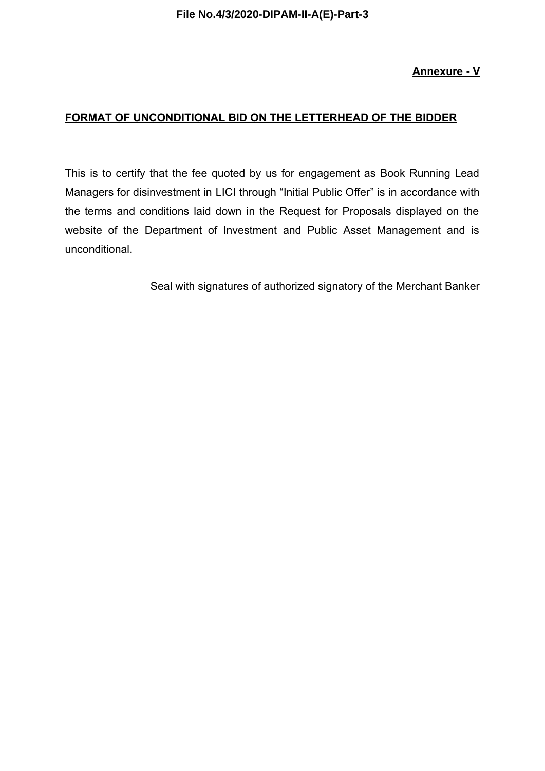**Annexure - V**

## FORMAT OF UNCONDITIONAL BID ON THE LETTERHEAD OF THE BIDDER

This is to certify that the fee quoted by us for engagement as Book Running Lead Managers for disinvestment in LICI through "Initial Public Offer" is in accordance with the terms and conditions laid down in the Request for Proposals displayed on the website of the Department of Investment and Public Asset Management and is unconditional.

Seal with signatures of authorized signatory of the Merchant Banker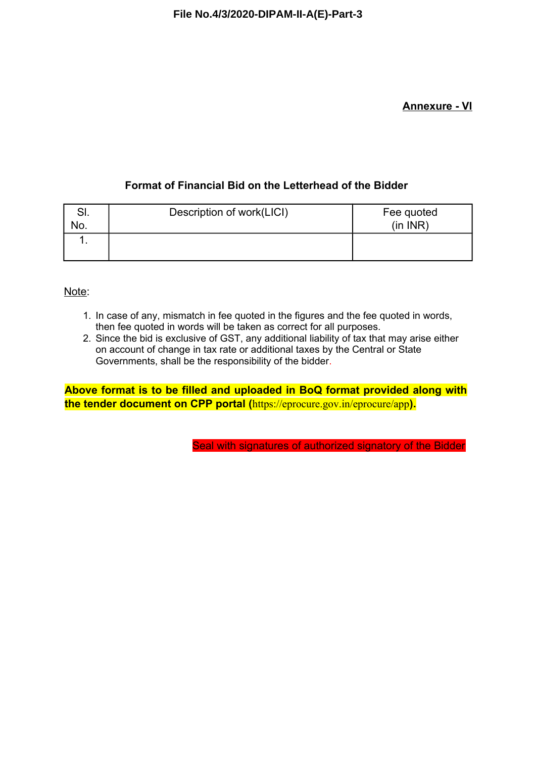**Annexure - VI**

**Format of Financial Bid on the Letterhead of the Bidder**

| Sl. No. | Description of work(LICI) | Fee quoted (in INR) |
|---|---|---|
| 1. | | |

Note:

1. In case of any, mismatch in fee quoted in the figures and the fee quoted in words, then fee quoted in words will be taken as correct for all purposes.
2. Since the bid is exclusive of GST, any additional liability of tax that may arise either on account of change in tax rate or additional taxes by the Central or State Governments, shall be the responsibility of the bidder.

**Above format is to be filled and uploaded in BoQ format provided along with the tender document on CPP portal (**https://eprocure.gov.in/eprocure/app**).**

Seal with signatures of authorized signatory of the Bidder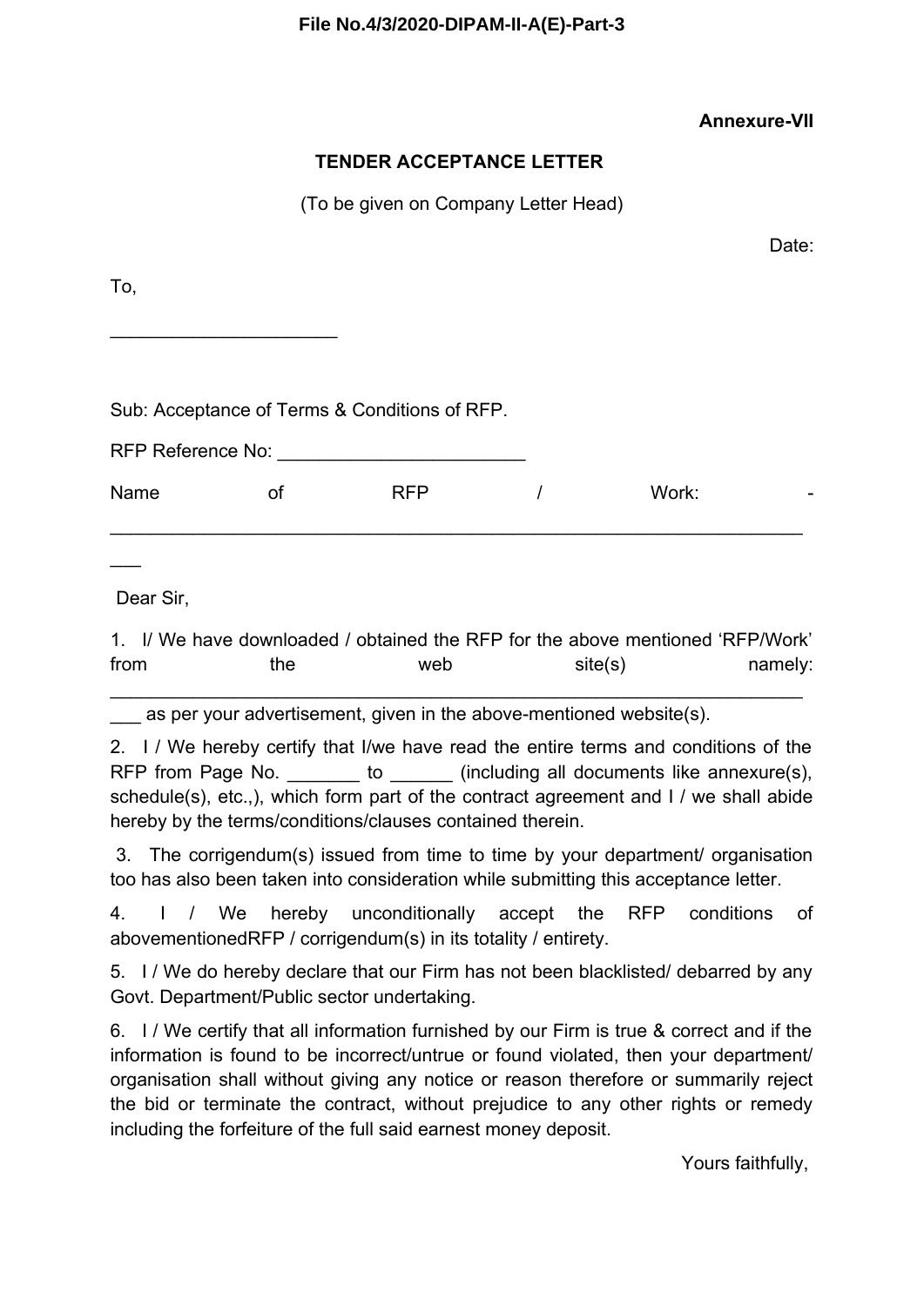**Annexure-VII**

**TENDER ACCEPTANCE LETTER**

(To be given on Company Letter Head)

Date:

To,

______________________

Sub: Acceptance of Terms & Conditions of RFP.

RFP Reference No: ________________________

Name of RFP / Work: - ___________________________________________________________________

Dear Sir,

1. I/ We have downloaded / obtained the RFP for the above mentioned 'RFP/Work' from the web site(s) namely: ___________________________________________________________________ as per your advertisement, given in the above-mentioned website(s).

2. I / We hereby certify that I/we have read the entire terms and conditions of the RFP from Page No. _______ to ______ (including all documents like annexure(s), schedule(s), etc.,), which form part of the contract agreement and I / we shall abide hereby by the terms/conditions/clauses contained therein.

3. The corrigendum(s) issued from time to time by your department/ organisation too has also been taken into consideration while submitting this acceptance letter.

4. I / We hereby unconditionally accept the RFP conditions of abovementionedRFP / corrigendum(s) in its totality / entirety.

5. I / We do hereby declare that our Firm has not been blacklisted/ debarred by any Govt. Department/Public sector undertaking.

6. I / We certify that all information furnished by our Firm is true & correct and if the information is found to be incorrect/untrue or found violated, then your department/ organisation shall without giving any notice or reason therefore or summarily reject the bid or terminate the contract, without prejudice to any other rights or remedy including the forfeiture of the full said earnest money deposit.

Yours faithfully,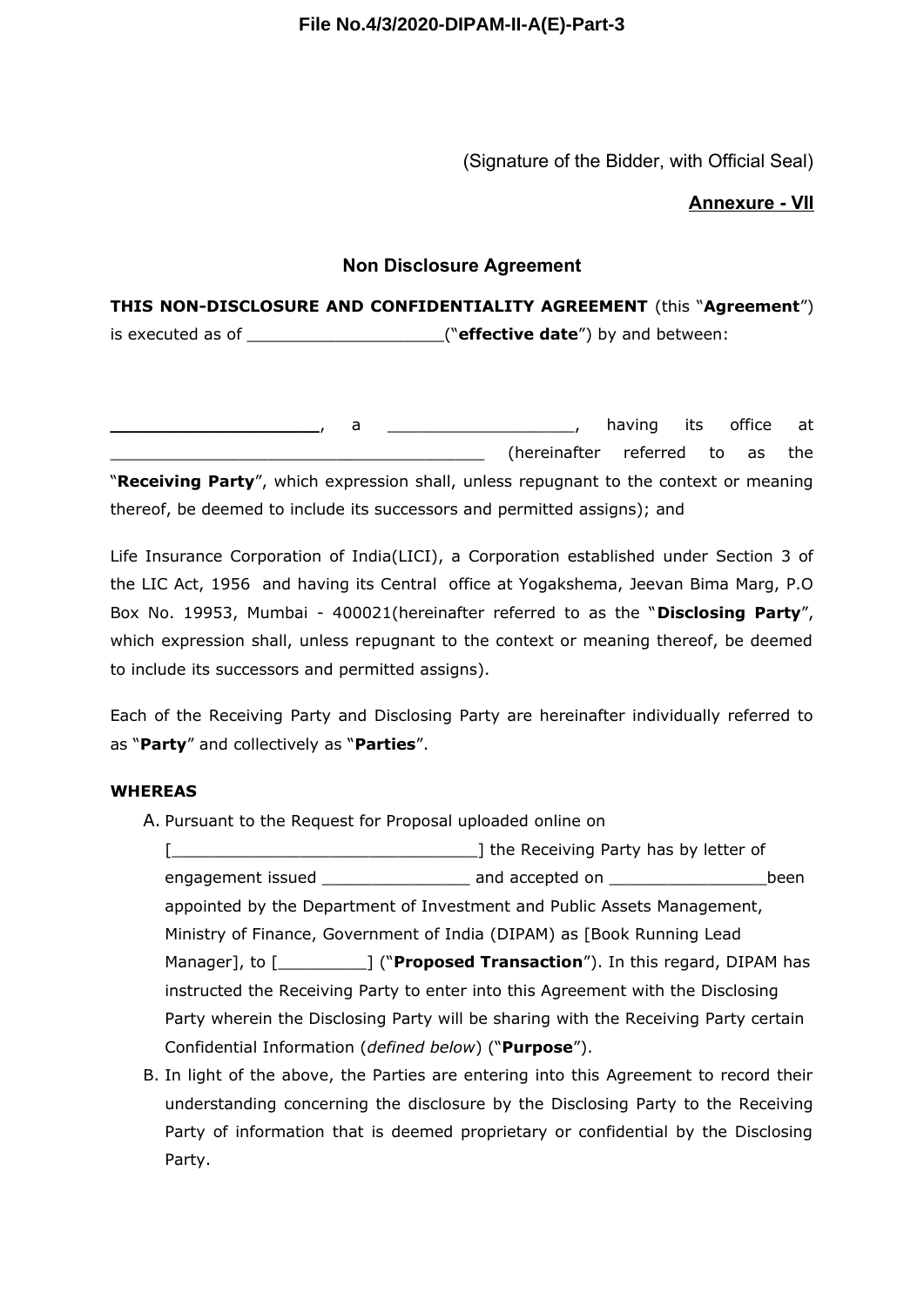(Signature of the Bidder, with Official Seal)

**Annexure - VII**

## Non Disclosure Agreement

**THIS NON-DISCLOSURE AND CONFIDENTIALITY AGREEMENT** (this "**Agreement**") is executed as of ___________________("**effective date**") by and between:

**____________________**, a __________________, having its office at _____________________________________ (hereinafter referred to as the "**Receiving Party**", which expression shall, unless repugnant to the context or meaning thereof, be deemed to include its successors and permitted assigns); and

Life Insurance Corporation of India(LICI), a Corporation established under Section 3 of the LIC Act, 1956 and having its Central office at Yogakshema, Jeevan Bima Marg, P.O Box No. 19953, Mumbai - 400021(hereinafter referred to as the "**Disclosing Party**", which expression shall, unless repugnant to the context or meaning thereof, be deemed to include its successors and permitted assigns).

Each of the Receiving Party and Disclosing Party are hereinafter individually referred to as "**Party**" and collectively as "**Parties**".

**WHEREAS**

A. Pursuant to the Request for Proposal uploaded online on [______________________________] the Receiving Party has by letter of engagement issued _______________ and accepted on ________________been appointed by the Department of Investment and Public Assets Management, Ministry of Finance, Government of India (DIPAM) as [Book Running Lead Manager], to [_________] ("**Proposed Transaction**"). In this regard, DIPAM has instructed the Receiving Party to enter into this Agreement with the Disclosing Party wherein the Disclosing Party will be sharing with the Receiving Party certain Confidential Information (*defined below*) ("**Purpose**").
B. In light of the above, the Parties are entering into this Agreement to record their understanding concerning the disclosure by the Disclosing Party to the Receiving Party of information that is deemed proprietary or confidential by the Disclosing Party.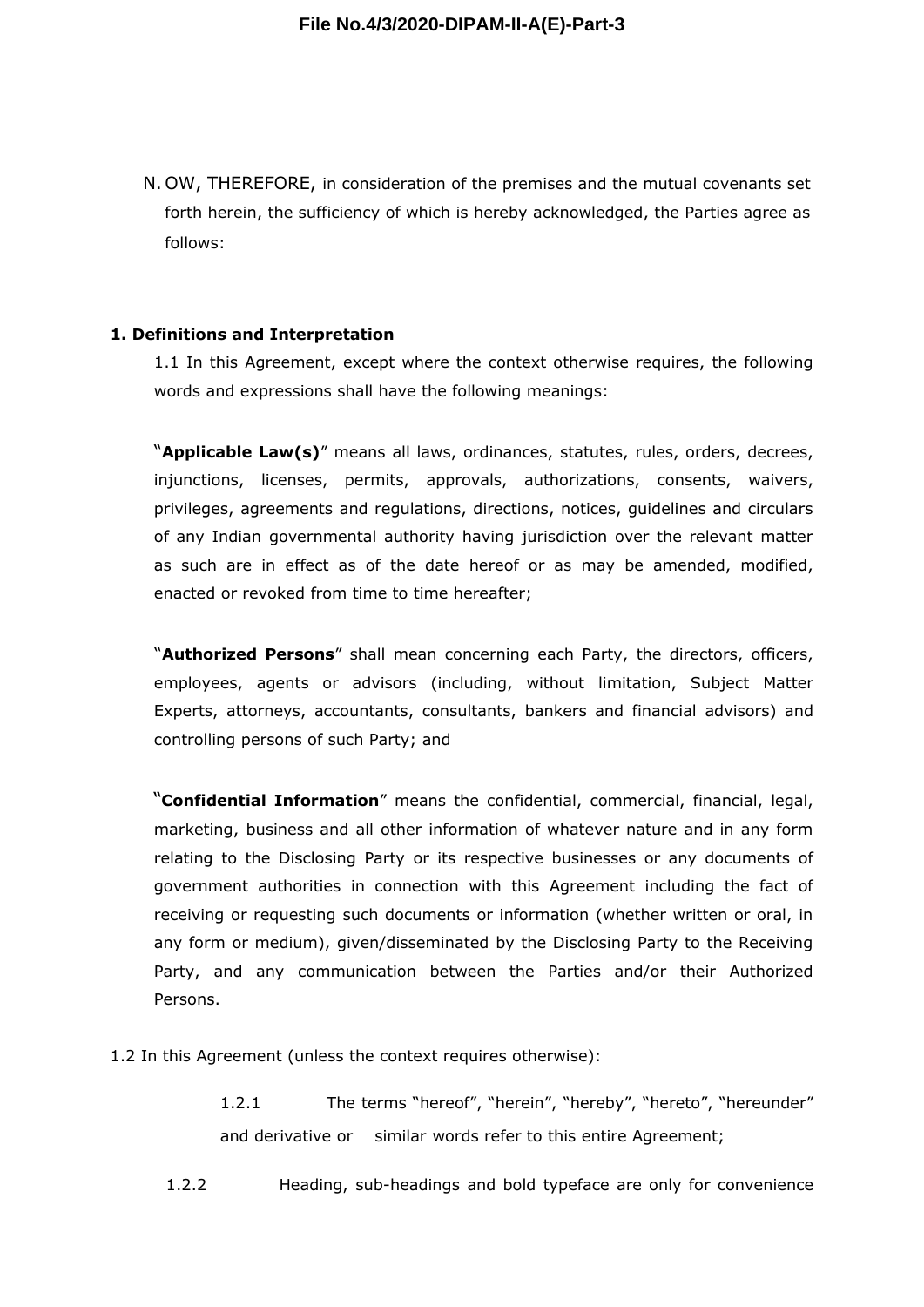N. OW, THEREFORE, in consideration of the premises and the mutual covenants set forth herein, the sufficiency of which is hereby acknowledged, the Parties agree as follows:

**1. Definitions and Interpretation**

1.1 In this Agreement, except where the context otherwise requires, the following words and expressions shall have the following meanings:

"**Applicable Law(s)**" means all laws, ordinances, statutes, rules, orders, decrees, injunctions, licenses, permits, approvals, authorizations, consents, waivers, privileges, agreements and regulations, directions, notices, guidelines and circulars of any Indian governmental authority having jurisdiction over the relevant matter as such are in effect as of the date hereof or as may be amended, modified, enacted or revoked from time to time hereafter;

"**Authorized Persons**" shall mean concerning each Party, the directors, officers, employees, agents or advisors (including, without limitation, Subject Matter Experts, attorneys, accountants, consultants, bankers and financial advisors) and controlling persons of such Party; and

"**Confidential Information**" means the confidential, commercial, financial, legal, marketing, business and all other information of whatever nature and in any form relating to the Disclosing Party or its respective businesses or any documents of government authorities in connection with this Agreement including the fact of receiving or requesting such documents or information (whether written or oral, in any form or medium), given/disseminated by the Disclosing Party to the Receiving Party, and any communication between the Parties and/or their Authorized Persons.

1.2 In this Agreement (unless the context requires otherwise):

1.2.1 The terms "hereof", "herein", "hereby", "hereto", "hereunder" and derivative or similar words refer to this entire Agreement;

1.2.2 Heading, sub-headings and bold typeface are only for convenience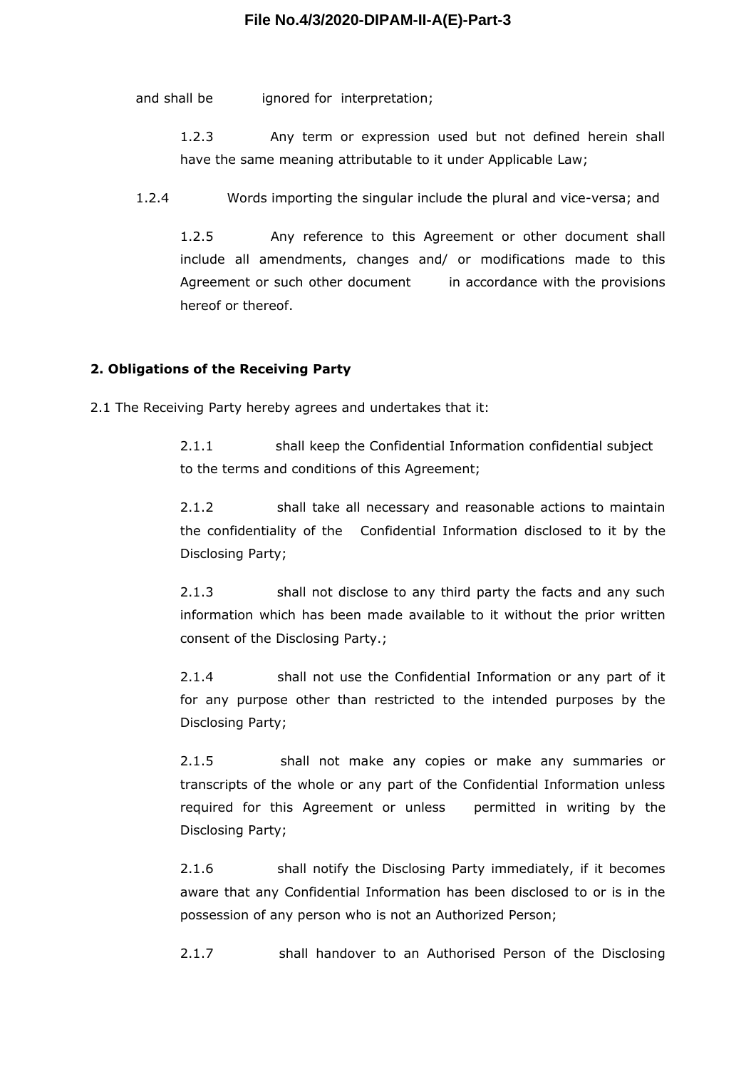and shall be ignored for interpretation;

1.2.3 Any term or expression used but not defined herein shall have the same meaning attributable to it under Applicable Law;

1.2.4 Words importing the singular include the plural and vice-versa; and

1.2.5 Any reference to this Agreement or other document shall include all amendments, changes and/ or modifications made to this Agreement or such other document in accordance with the provisions hereof or thereof.

**2. Obligations of the Receiving Party**

2.1 The Receiving Party hereby agrees and undertakes that it:

2.1.1 shall keep the Confidential Information confidential subject to the terms and conditions of this Agreement;

2.1.2 shall take all necessary and reasonable actions to maintain the confidentiality of the Confidential Information disclosed to it by the Disclosing Party;

2.1.3 shall not disclose to any third party the facts and any such information which has been made available to it without the prior written consent of the Disclosing Party.;

2.1.4 shall not use the Confidential Information or any part of it for any purpose other than restricted to the intended purposes by the Disclosing Party;

2.1.5 shall not make any copies or make any summaries or transcripts of the whole or any part of the Confidential Information unless required for this Agreement or unless permitted in writing by the Disclosing Party;

2.1.6 shall notify the Disclosing Party immediately, if it becomes aware that any Confidential Information has been disclosed to or is in the possession of any person who is not an Authorized Person;

2.1.7 shall handover to an Authorised Person of the Disclosing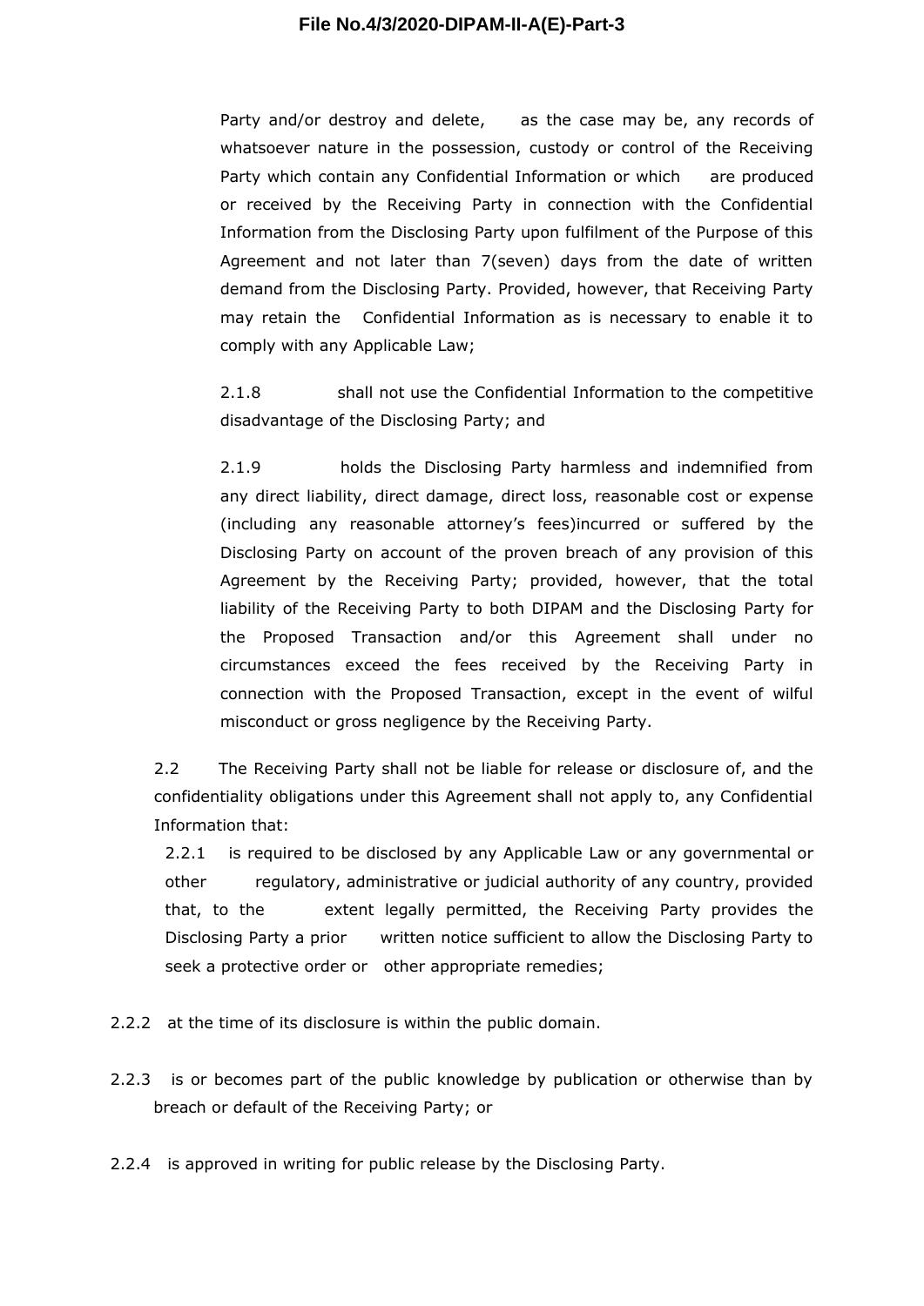Party and/or destroy and delete, as the case may be, any records of whatsoever nature in the possession, custody or control of the Receiving Party which contain any Confidential Information or which are produced or received by the Receiving Party in connection with the Confidential Information from the Disclosing Party upon fulfilment of the Purpose of this Agreement and not later than 7(seven) days from the date of written demand from the Disclosing Party. Provided, however, that Receiving Party may retain the Confidential Information as is necessary to enable it to comply with any Applicable Law;

2.1.8 shall not use the Confidential Information to the competitive disadvantage of the Disclosing Party; and

2.1.9 holds the Disclosing Party harmless and indemnified from any direct liability, direct damage, direct loss, reasonable cost or expense (including any reasonable attorney's fees)incurred or suffered by the Disclosing Party on account of the proven breach of any provision of this Agreement by the Receiving Party; provided, however, that the total liability of the Receiving Party to both DIPAM and the Disclosing Party for the Proposed Transaction and/or this Agreement shall under no circumstances exceed the fees received by the Receiving Party in connection with the Proposed Transaction, except in the event of wilful misconduct or gross negligence by the Receiving Party.

2.2 The Receiving Party shall not be liable for release or disclosure of, and the confidentiality obligations under this Agreement shall not apply to, any Confidential Information that:

2.2.1 is required to be disclosed by any Applicable Law or any governmental or other regulatory, administrative or judicial authority of any country, provided that, to the extent legally permitted, the Receiving Party provides the Disclosing Party a prior written notice sufficient to allow the Disclosing Party to seek a protective order or other appropriate remedies;

2.2.2 at the time of its disclosure is within the public domain.

2.2.3 is or becomes part of the public knowledge by publication or otherwise than by breach or default of the Receiving Party; or

2.2.4 is approved in writing for public release by the Disclosing Party.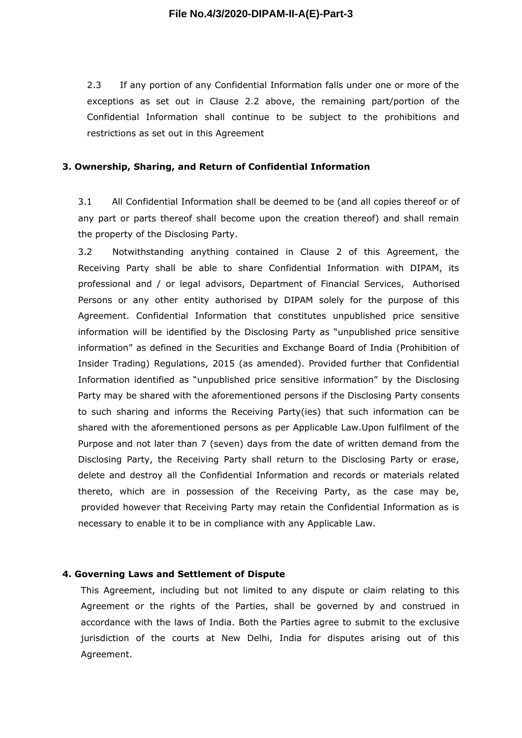2.3 If any portion of any Confidential Information falls under one or more of the exceptions as set out in Clause 2.2 above, the remaining part/portion of the Confidential Information shall continue to be subject to the prohibitions and restrictions as set out in this Agreement

**3. Ownership, Sharing, and Return of Confidential Information**

3.1 All Confidential Information shall be deemed to be (and all copies thereof or of any part or parts thereof shall become upon the creation thereof) and shall remain the property of the Disclosing Party.

3.2 Notwithstanding anything contained in Clause 2 of this Agreement, the Receiving Party shall be able to share Confidential Information with DIPAM, its professional and / or legal advisors, Department of Financial Services, Authorised Persons or any other entity authorised by DIPAM solely for the purpose of this Agreement. Confidential Information that constitutes unpublished price sensitive information will be identified by the Disclosing Party as "unpublished price sensitive information" as defined in the Securities and Exchange Board of India (Prohibition of Insider Trading) Regulations, 2015 (as amended). Provided further that Confidential Information identified as "unpublished price sensitive information" by the Disclosing Party may be shared with the aforementioned persons if the Disclosing Party consents to such sharing and informs the Receiving Party(ies) that such information can be shared with the aforementioned persons as per Applicable Law.Upon fulfilment of the Purpose and not later than 7 (seven) days from the date of written demand from the Disclosing Party, the Receiving Party shall return to the Disclosing Party or erase, delete and destroy all the Confidential Information and records or materials related thereto, which are in possession of the Receiving Party, as the case may be, provided however that Receiving Party may retain the Confidential Information as is necessary to enable it to be in compliance with any Applicable Law.

**4. Governing Laws and Settlement of Dispute**

This Agreement, including but not limited to any dispute or claim relating to this Agreement or the rights of the Parties, shall be governed by and construed in accordance with the laws of India. Both the Parties agree to submit to the exclusive jurisdiction of the courts at New Delhi, India for disputes arising out of this Agreement.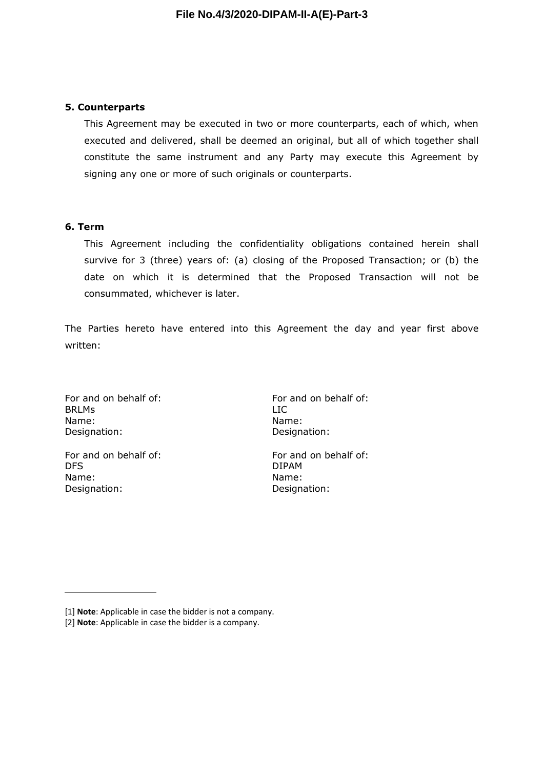**5. Counterparts**

This Agreement may be executed in two or more counterparts, each of which, when executed and delivered, shall be deemed an original, but all of which together shall constitute the same instrument and any Party may execute this Agreement by signing any one or more of such originals or counterparts.

**6. Term**

This Agreement including the confidentiality obligations contained herein shall survive for 3 (three) years of: (a) closing of the Proposed Transaction; or (b) the date on which it is determined that the Proposed Transaction will not be consummated, whichever is later.

The Parties hereto have entered into this Agreement the day and year first above written:

For and on behalf of:
BRLMs
Name:
Designation:

For and on behalf of:
LIC
Name:
Designation:

For and on behalf of:
DFS
Name:
Designation:

For and on behalf of:
DIPAM
Name:
Designation:

---

[1] **Note**: Applicable in case the bidder is not a company.
[2] **Note**: Applicable in case the bidder is a company.